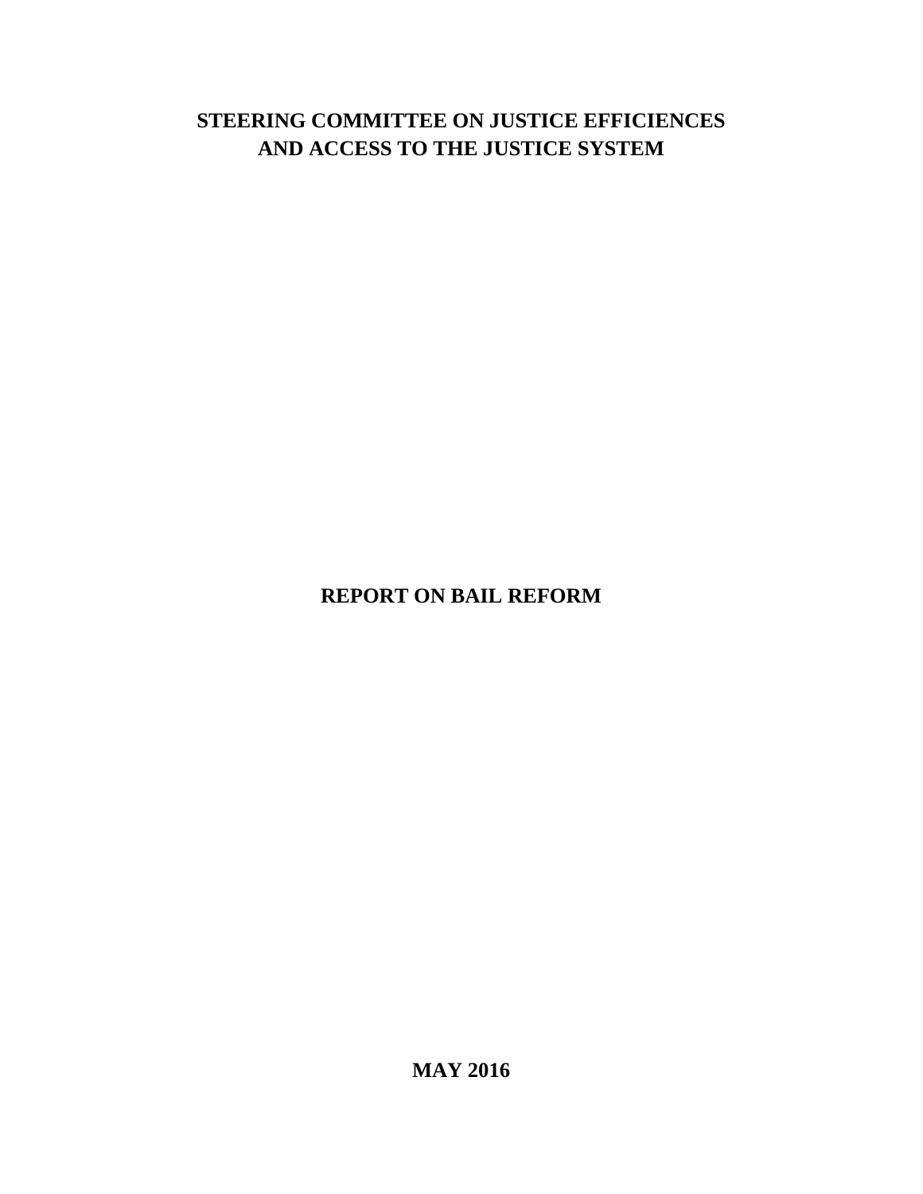# STEERING COMMITTEE ON JUSTICE EFFICIENCIES AND ACCESS TO THE JUSTICE SYSTEM

## REPORT ON BAIL REFORM

**MAY 2016**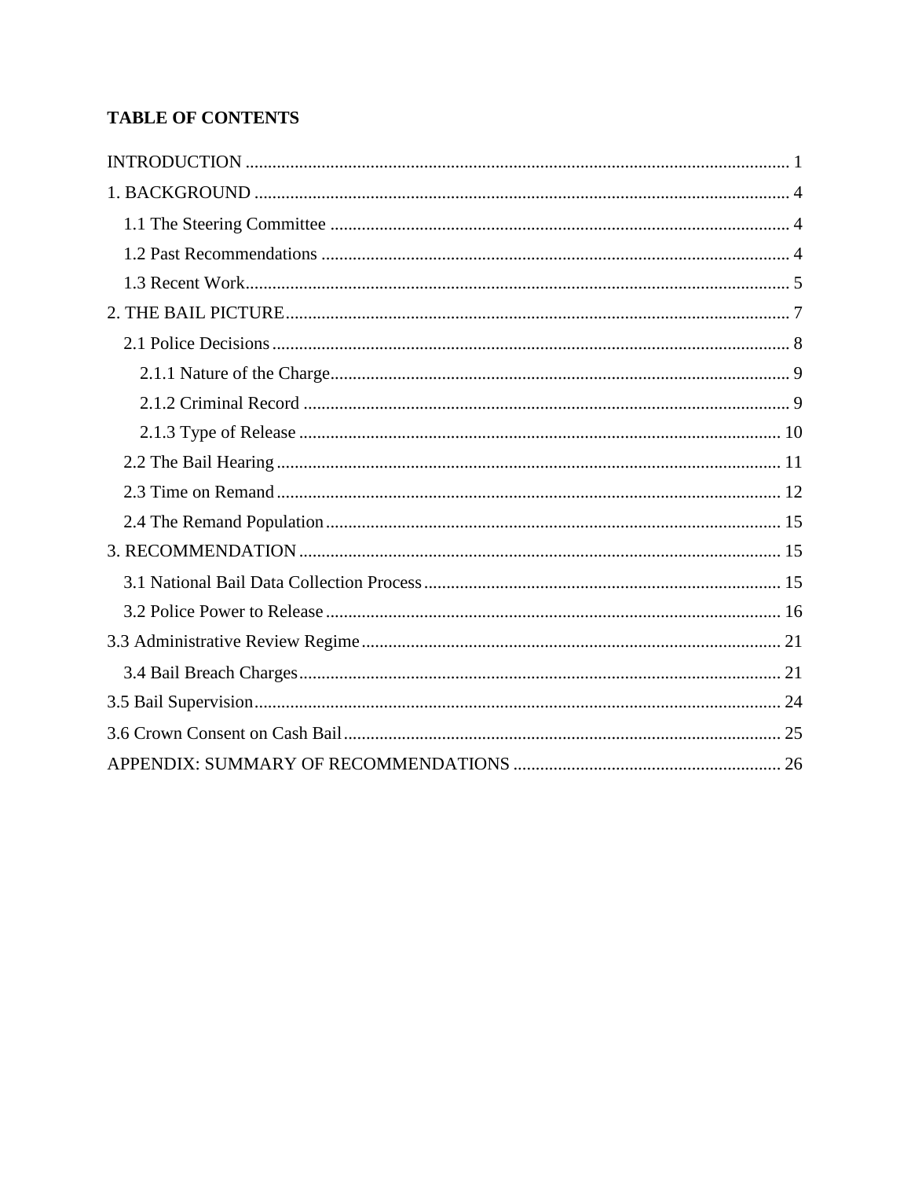**TABLE OF CONTENTS**

INTRODUCTION ........................................................................................................................ 1

1. BACKGROUND ...................................................................................................................... 4

  1.1 The Steering Committee ..................................................................................................... 4

  1.2 Past Recommendations ....................................................................................................... 4

  1.3 Recent Work........................................................................................................................ 5

2. THE BAIL PICTURE............................................................................................................... 7

  2.1 Police Decisions .................................................................................................................. 8

    2.1.1 Nature of the Charge..................................................................................................... 9

    2.1.2 Criminal Record ........................................................................................................... 9

    2.1.3 Type of Release .......................................................................................................... 10

  2.2 The Bail Hearing ............................................................................................................... 11

  2.3 Time on Remand ............................................................................................................... 12

  2.4 The Remand Population .................................................................................................... 15

3. RECOMMENDATION .......................................................................................................... 15

  3.1 National Bail Data Collection Process .............................................................................. 15

  3.2 Police Power to Release .................................................................................................... 16

3.3 Administrative Review Regime ............................................................................................ 21

  3.4 Bail Breach Charges .......................................................................................................... 21

3.5 Bail Supervision .................................................................................................................... 24

3.6 Crown Consent on Cash Bail ................................................................................................ 25

APPENDIX: SUMMARY OF RECOMMENDATIONS .......................................................... 26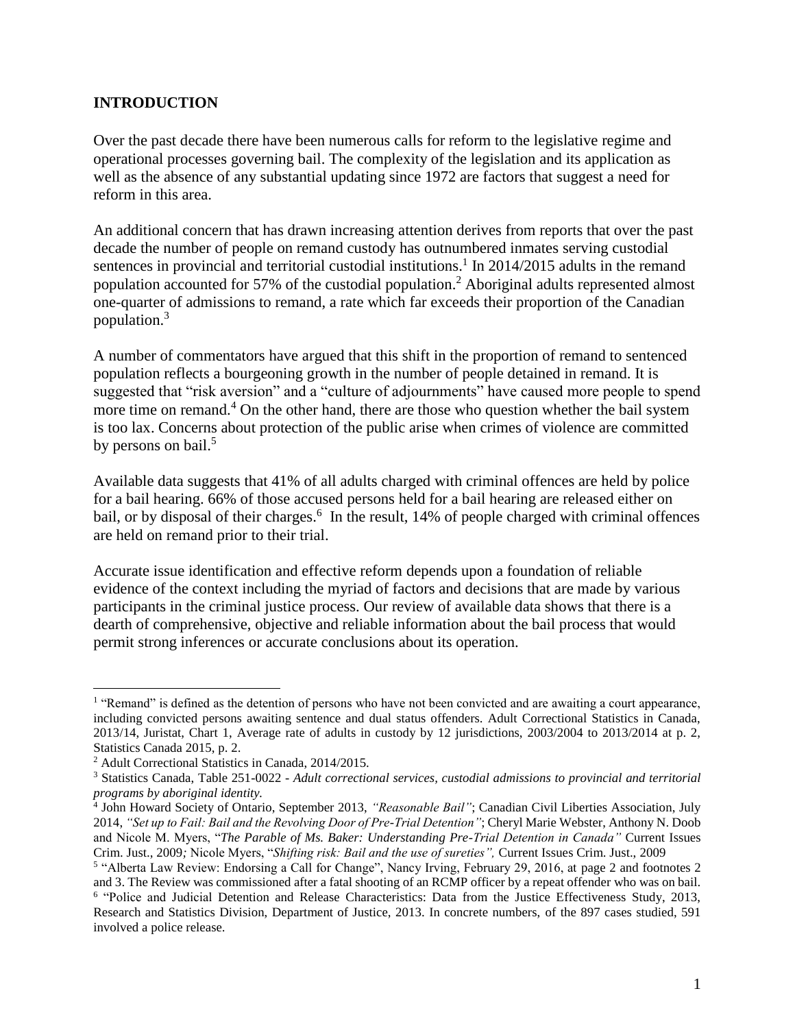## INTRODUCTION

Over the past decade there have been numerous calls for reform to the legislative regime and operational processes governing bail. The complexity of the legislation and its application as well as the absence of any substantial updating since 1972 are factors that suggest a need for reform in this area.

An additional concern that has drawn increasing attention derives from reports that over the past decade the number of people on remand custody has outnumbered inmates serving custodial sentences in provincial and territorial custodial institutions.[1] In 2014/2015 adults in the remand population accounted for 57% of the custodial population.[2] Aboriginal adults represented almost one-quarter of admissions to remand, a rate which far exceeds their proportion of the Canadian population.[3]

A number of commentators have argued that this shift in the proportion of remand to sentenced population reflects a bourgeoning growth in the number of people detained in remand. It is suggested that "risk aversion" and a "culture of adjournments" have caused more people to spend more time on remand.[4] On the other hand, there are those who question whether the bail system is too lax. Concerns about protection of the public arise when crimes of violence are committed by persons on bail.[5]

Available data suggests that 41% of all adults charged with criminal offences are held by police for a bail hearing. 66% of those accused persons held for a bail hearing are released either on bail, or by disposal of their charges.[6] In the result, 14% of people charged with criminal offences are held on remand prior to their trial.

Accurate issue identification and effective reform depends upon a foundation of reliable evidence of the context including the myriad of factors and decisions that are made by various participants in the criminal justice process. Our review of available data shows that there is a dearth of comprehensive, objective and reliable information about the bail process that would permit strong inferences or accurate conclusions about its operation.

---

[1] "Remand" is defined as the detention of persons who have not been convicted and are awaiting a court appearance, including convicted persons awaiting sentence and dual status offenders. Adult Correctional Statistics in Canada, 2013/14, Juristat, Chart 1, Average rate of adults in custody by 12 jurisdictions, 2003/2004 to 2013/2014 at p. 2, Statistics Canada 2015, p. 2.

[2] Adult Correctional Statistics in Canada, 2014/2015.

[3] Statistics Canada, Table 251-0022 - *Adult correctional services, custodial admissions to provincial and territorial programs by aboriginal identity.*

[4] John Howard Society of Ontario, September 2013, *"Reasonable Bail"*; Canadian Civil Liberties Association, July 2014, *"Set up to Fail: Bail and the Revolving Door of Pre-Trial Detention"*; Cheryl Marie Webster, Anthony N. Doob and Nicole M. Myers, "*The Parable of Ms. Baker: Understanding Pre-Trial Detention in Canada"* Current Issues Crim. Just., 2009*;* Nicole Myers, "*Shifting risk: Bail and the use of sureties",* Current Issues Crim. Just., 2009

[5] "Alberta Law Review: Endorsing a Call for Change", Nancy Irving, February 29, 2016, at page 2 and footnotes 2 and 3. The Review was commissioned after a fatal shooting of an RCMP officer by a repeat offender who was on bail.

[6] "Police and Judicial Detention and Release Characteristics: Data from the Justice Effectiveness Study, 2013, Research and Statistics Division, Department of Justice, 2013. In concrete numbers, of the 897 cases studied, 591 involved a police release.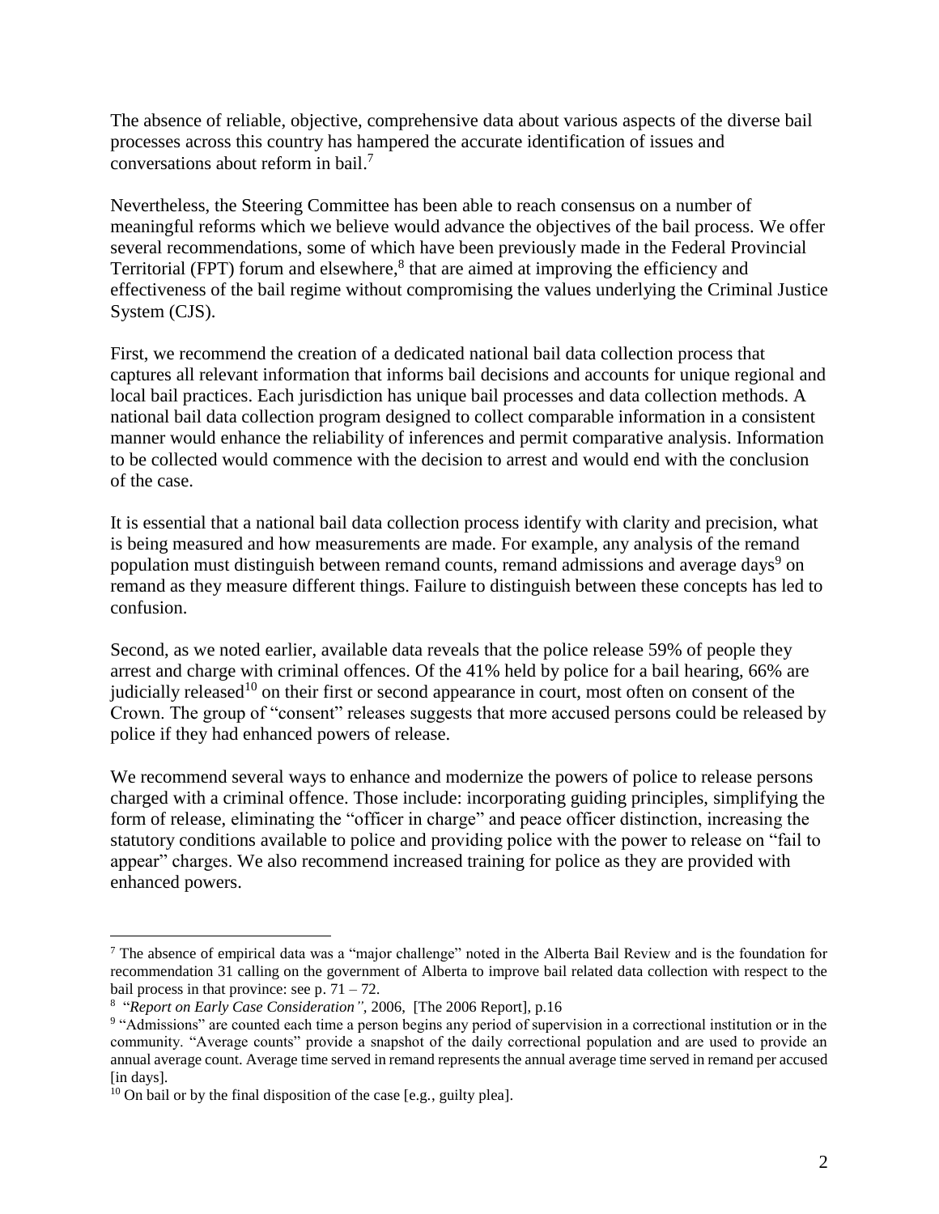The absence of reliable, objective, comprehensive data about various aspects of the diverse bail processes across this country has hampered the accurate identification of issues and conversations about reform in bail.[7]

Nevertheless, the Steering Committee has been able to reach consensus on a number of meaningful reforms which we believe would advance the objectives of the bail process. We offer several recommendations, some of which have been previously made in the Federal Provincial Territorial (FPT) forum and elsewhere,[8] that are aimed at improving the efficiency and effectiveness of the bail regime without compromising the values underlying the Criminal Justice System (CJS).

First, we recommend the creation of a dedicated national bail data collection process that captures all relevant information that informs bail decisions and accounts for unique regional and local bail practices. Each jurisdiction has unique bail processes and data collection methods. A national bail data collection program designed to collect comparable information in a consistent manner would enhance the reliability of inferences and permit comparative analysis. Information to be collected would commence with the decision to arrest and would end with the conclusion of the case.

It is essential that a national bail data collection process identify with clarity and precision, what is being measured and how measurements are made. For example, any analysis of the remand population must distinguish between remand counts, remand admissions and average days[9] on remand as they measure different things. Failure to distinguish between these concepts has led to confusion.

Second, as we noted earlier, available data reveals that the police release 59% of people they arrest and charge with criminal offences. Of the 41% held by police for a bail hearing, 66% are judicially released[10] on their first or second appearance in court, most often on consent of the Crown. The group of "consent" releases suggests that more accused persons could be released by police if they had enhanced powers of release.

We recommend several ways to enhance and modernize the powers of police to release persons charged with a criminal offence. Those include: incorporating guiding principles, simplifying the form of release, eliminating the "officer in charge" and peace officer distinction, increasing the statutory conditions available to police and providing police with the power to release on "fail to appear" charges. We also recommend increased training for police as they are provided with enhanced powers.

---

[7] The absence of empirical data was a "major challenge" noted in the Alberta Bail Review and is the foundation for recommendation 31 calling on the government of Alberta to improve bail related data collection with respect to the bail process in that province: see p. 71 – 72.

[8] "*Report on Early Case Consideration"*, 2006, [The 2006 Report], p.16

[9] "Admissions" are counted each time a person begins any period of supervision in a correctional institution or in the community. "Average counts" provide a snapshot of the daily correctional population and are used to provide an annual average count. Average time served in remand represents the annual average time served in remand per accused [in days].

[10] On bail or by the final disposition of the case [e.g., guilty plea].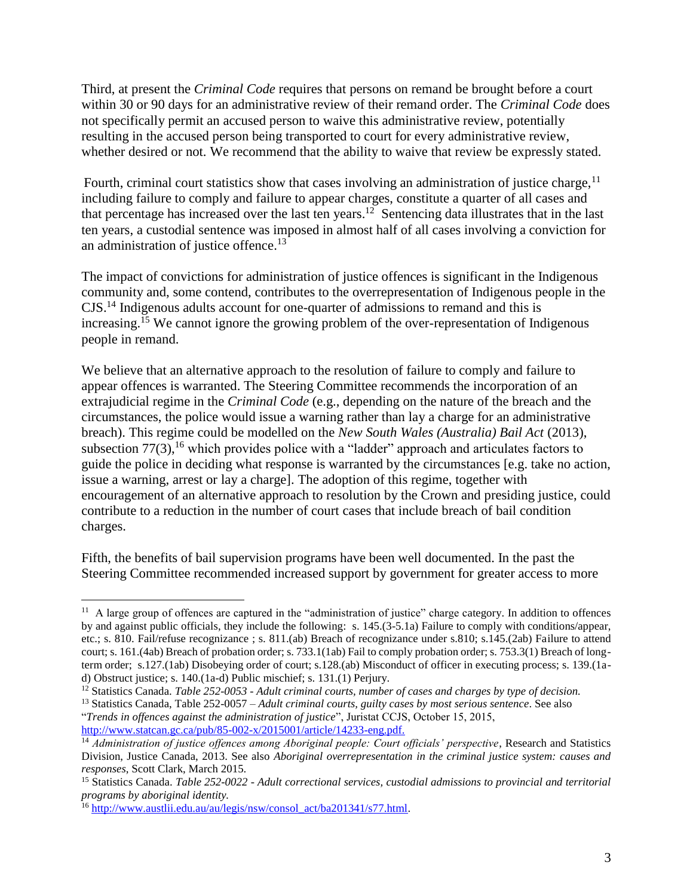Third, at present the *Criminal Code* requires that persons on remand be brought before a court within 30 or 90 days for an administrative review of their remand order. The *Criminal Code* does not specifically permit an accused person to waive this administrative review, potentially resulting in the accused person being transported to court for every administrative review, whether desired or not. We recommend that the ability to waive that review be expressly stated.

Fourth, criminal court statistics show that cases involving an administration of justice charge,[11] including failure to comply and failure to appear charges, constitute a quarter of all cases and that percentage has increased over the last ten years.[12] Sentencing data illustrates that in the last ten years, a custodial sentence was imposed in almost half of all cases involving a conviction for an administration of justice offence.[13]

The impact of convictions for administration of justice offences is significant in the Indigenous community and, some contend, contributes to the overrepresentation of Indigenous people in the CJS.[14] Indigenous adults account for one-quarter of admissions to remand and this is increasing.[15] We cannot ignore the growing problem of the over-representation of Indigenous people in remand.

We believe that an alternative approach to the resolution of failure to comply and failure to appear offences is warranted. The Steering Committee recommends the incorporation of an extrajudicial regime in the *Criminal Code* (e.g., depending on the nature of the breach and the circumstances, the police would issue a warning rather than lay a charge for an administrative breach). This regime could be modelled on the *New South Wales (Australia) Bail Act* (2013), subsection 77(3),[16] which provides police with a "ladder" approach and articulates factors to guide the police in deciding what response is warranted by the circumstances [e.g. take no action, issue a warning, arrest or lay a charge]. The adoption of this regime, together with encouragement of an alternative approach to resolution by the Crown and presiding justice, could contribute to a reduction in the number of court cases that include breach of bail condition charges.

Fifth, the benefits of bail supervision programs have been well documented. In the past the Steering Committee recommended increased support by government for greater access to more

---

[11] A large group of offences are captured in the "administration of justice" charge category. In addition to offences by and against public officials, they include the following: s. 145.(3-5.1a) Failure to comply with conditions/appear, etc.; s. 810. Fail/refuse recognizance ; s. 811.(ab) Breach of recognizance under s.810; s.145.(2ab) Failure to attend court; s. 161.(4ab) Breach of probation order; s. 733.1(1ab) Fail to comply probation order; s. 753.3(1) Breach of long-term order; s.127.(1ab) Disobeying order of court; s.128.(ab) Misconduct of officer in executing process; s. 139.(1a-d) Obstruct justice; s. 140.(1a-d) Public mischief; s. 131.(1) Perjury.

[12] Statistics Canada. *Table 252-0053 - Adult criminal courts, number of cases and charges by type of decision.*

[13] Statistics Canada, Table 252-0057 – *Adult criminal courts, guilty cases by most serious sentence*. See also "*Trends in offences against the administration of justice*", Juristat CCJS, October 15, 2015, http://www.statcan.gc.ca/pub/85-002-x/2015001/article/14233-eng.pdf.

[14] *Administration of justice offences among Aboriginal people: Court officials' perspective*, Research and Statistics Division, Justice Canada, 2013. See also *Aboriginal overrepresentation in the criminal justice system: causes and responses*, Scott Clark, March 2015.

[15] Statistics Canada. *Table 252-0022 - Adult correctional services, custodial admissions to provincial and territorial programs by aboriginal identity.*

[16] http://www.austlii.edu.au/au/legis/nsw/consol_act/ba201341/s77.html.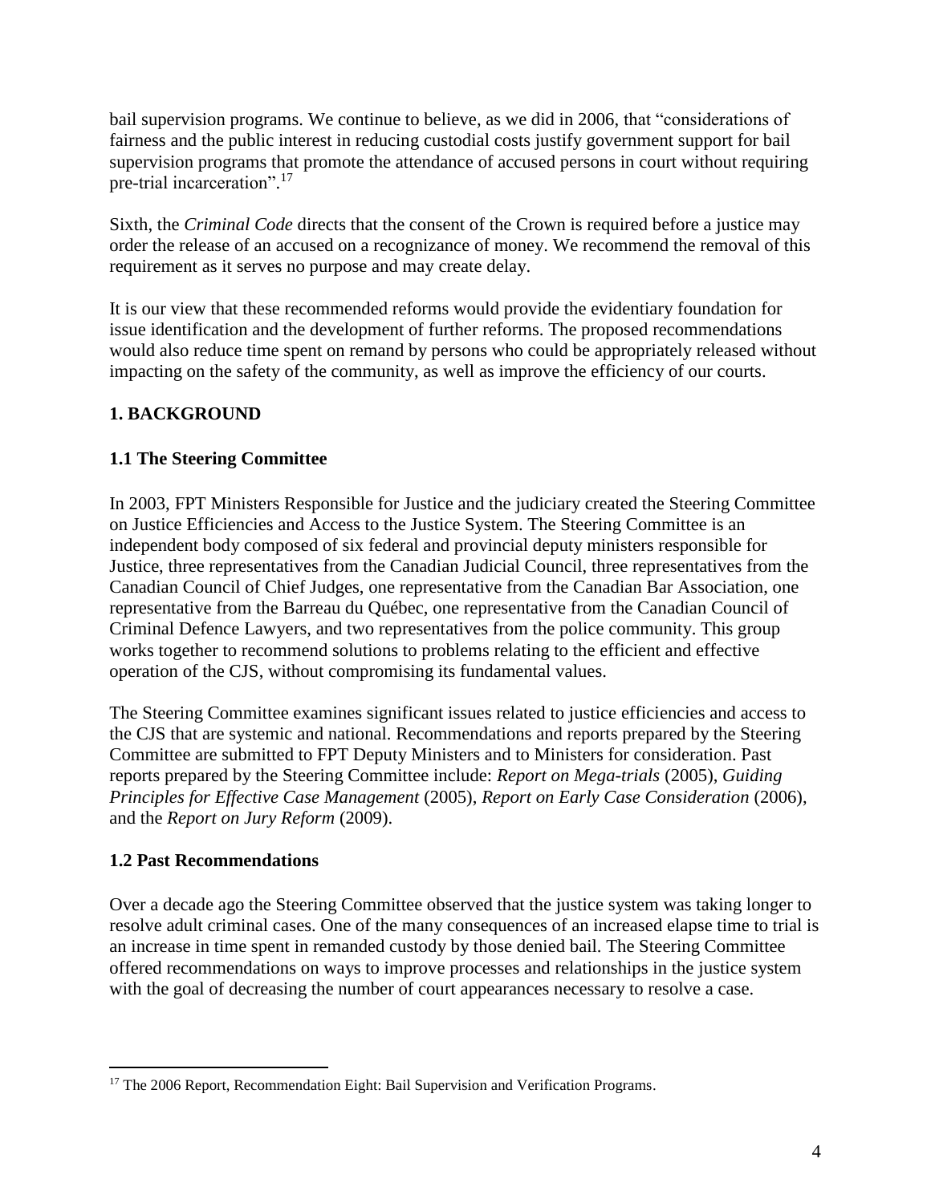bail supervision programs. We continue to believe, as we did in 2006, that "considerations of fairness and the public interest in reducing custodial costs justify government support for bail supervision programs that promote the attendance of accused persons in court without requiring pre-trial incarceration".[17]

Sixth, the *Criminal Code* directs that the consent of the Crown is required before a justice may order the release of an accused on a recognizance of money. We recommend the removal of this requirement as it serves no purpose and may create delay.

It is our view that these recommended reforms would provide the evidentiary foundation for issue identification and the development of further reforms. The proposed recommendations would also reduce time spent on remand by persons who could be appropriately released without impacting on the safety of the community, as well as improve the efficiency of our courts.

## 1. BACKGROUND

### 1.1 The Steering Committee

In 2003, FPT Ministers Responsible for Justice and the judiciary created the Steering Committee on Justice Efficiencies and Access to the Justice System. The Steering Committee is an independent body composed of six federal and provincial deputy ministers responsible for Justice, three representatives from the Canadian Judicial Council, three representatives from the Canadian Council of Chief Judges, one representative from the Canadian Bar Association, one representative from the Barreau du Québec, one representative from the Canadian Council of Criminal Defence Lawyers, and two representatives from the police community. This group works together to recommend solutions to problems relating to the efficient and effective operation of the CJS, without compromising its fundamental values.

The Steering Committee examines significant issues related to justice efficiencies and access to the CJS that are systemic and national. Recommendations and reports prepared by the Steering Committee are submitted to FPT Deputy Ministers and to Ministers for consideration. Past reports prepared by the Steering Committee include: *Report on Mega-trials* (2005), *Guiding Principles for Effective Case Management* (2005), *Report on Early Case Consideration* (2006), and the *Report on Jury Reform* (2009).

### 1.2 Past Recommendations

Over a decade ago the Steering Committee observed that the justice system was taking longer to resolve adult criminal cases. One of the many consequences of an increased elapse time to trial is an increase in time spent in remanded custody by those denied bail. The Steering Committee offered recommendations on ways to improve processes and relationships in the justice system with the goal of decreasing the number of court appearances necessary to resolve a case.

---

[17] The 2006 Report, Recommendation Eight: Bail Supervision and Verification Programs.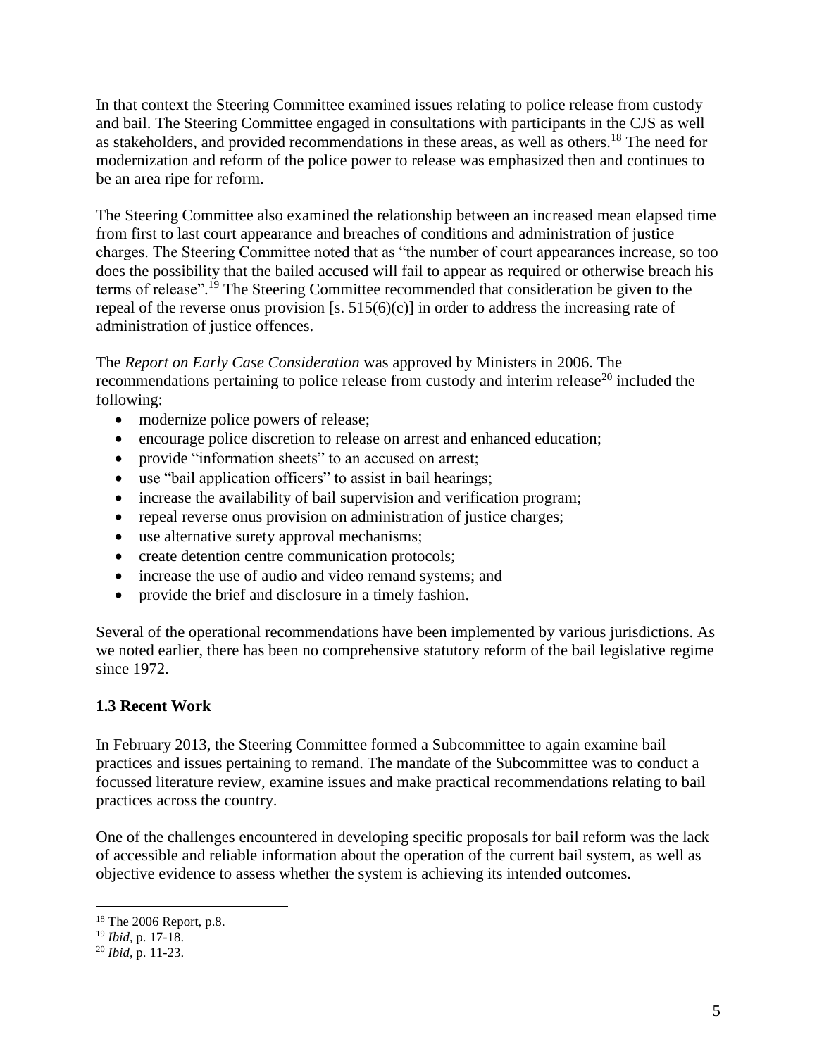In that context the Steering Committee examined issues relating to police release from custody and bail. The Steering Committee engaged in consultations with participants in the CJS as well as stakeholders, and provided recommendations in these areas, as well as others.[18] The need for modernization and reform of the police power to release was emphasized then and continues to be an area ripe for reform.

The Steering Committee also examined the relationship between an increased mean elapsed time from first to last court appearance and breaches of conditions and administration of justice charges. The Steering Committee noted that as "the number of court appearances increase, so too does the possibility that the bailed accused will fail to appear as required or otherwise breach his terms of release".[19] The Steering Committee recommended that consideration be given to the repeal of the reverse onus provision [s. 515(6)(c)] in order to address the increasing rate of administration of justice offences.

The *Report on Early Case Consideration* was approved by Ministers in 2006. The recommendations pertaining to police release from custody and interim release[20] included the following:

- modernize police powers of release;
- encourage police discretion to release on arrest and enhanced education;
- provide "information sheets" to an accused on arrest;
- use "bail application officers" to assist in bail hearings;
- increase the availability of bail supervision and verification program;
- repeal reverse onus provision on administration of justice charges;
- use alternative surety approval mechanisms;
- create detention centre communication protocols;
- increase the use of audio and video remand systems; and
- provide the brief and disclosure in a timely fashion.

Several of the operational recommendations have been implemented by various jurisdictions. As we noted earlier, there has been no comprehensive statutory reform of the bail legislative regime since 1972.

### 1.3 Recent Work

In February 2013, the Steering Committee formed a Subcommittee to again examine bail practices and issues pertaining to remand. The mandate of the Subcommittee was to conduct a focussed literature review, examine issues and make practical recommendations relating to bail practices across the country.

One of the challenges encountered in developing specific proposals for bail reform was the lack of accessible and reliable information about the operation of the current bail system, as well as objective evidence to assess whether the system is achieving its intended outcomes.

---

[18] The 2006 Report, p.8.

[19] *Ibid*, p. 17-18.

[20] *Ibid*, p. 11-23.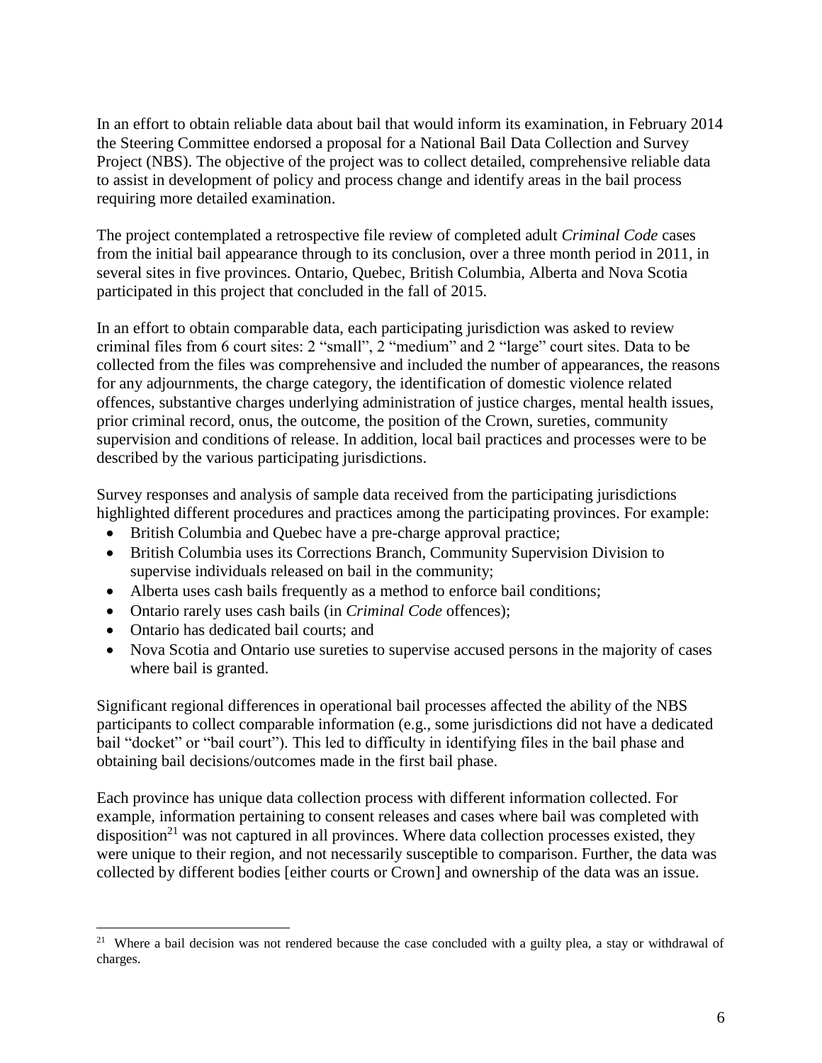In an effort to obtain reliable data about bail that would inform its examination, in February 2014 the Steering Committee endorsed a proposal for a National Bail Data Collection and Survey Project (NBS). The objective of the project was to collect detailed, comprehensive reliable data to assist in development of policy and process change and identify areas in the bail process requiring more detailed examination.

The project contemplated a retrospective file review of completed adult *Criminal Code* cases from the initial bail appearance through to its conclusion, over a three month period in 2011, in several sites in five provinces. Ontario, Quebec, British Columbia, Alberta and Nova Scotia participated in this project that concluded in the fall of 2015.

In an effort to obtain comparable data, each participating jurisdiction was asked to review criminal files from 6 court sites: 2 "small", 2 "medium" and 2 "large" court sites. Data to be collected from the files was comprehensive and included the number of appearances, the reasons for any adjournments, the charge category, the identification of domestic violence related offences, substantive charges underlying administration of justice charges, mental health issues, prior criminal record, onus, the outcome, the position of the Crown, sureties, community supervision and conditions of release. In addition, local bail practices and processes were to be described by the various participating jurisdictions.

Survey responses and analysis of sample data received from the participating jurisdictions highlighted different procedures and practices among the participating provinces. For example:

- British Columbia and Quebec have a pre-charge approval practice;
- British Columbia uses its Corrections Branch, Community Supervision Division to supervise individuals released on bail in the community;
- Alberta uses cash bails frequently as a method to enforce bail conditions;
- Ontario rarely uses cash bails (in *Criminal Code* offences);
- Ontario has dedicated bail courts; and
- Nova Scotia and Ontario use sureties to supervise accused persons in the majority of cases where bail is granted.

Significant regional differences in operational bail processes affected the ability of the NBS participants to collect comparable information (e.g., some jurisdictions did not have a dedicated bail "docket" or "bail court"). This led to difficulty in identifying files in the bail phase and obtaining bail decisions/outcomes made in the first bail phase.

Each province has unique data collection process with different information collected. For example, information pertaining to consent releases and cases where bail was completed with disposition[21] was not captured in all provinces. Where data collection processes existed, they were unique to their region, and not necessarily susceptible to comparison. Further, the data was collected by different bodies [either courts or Crown] and ownership of the data was an issue.

---

[21] Where a bail decision was not rendered because the case concluded with a guilty plea, a stay or withdrawal of charges.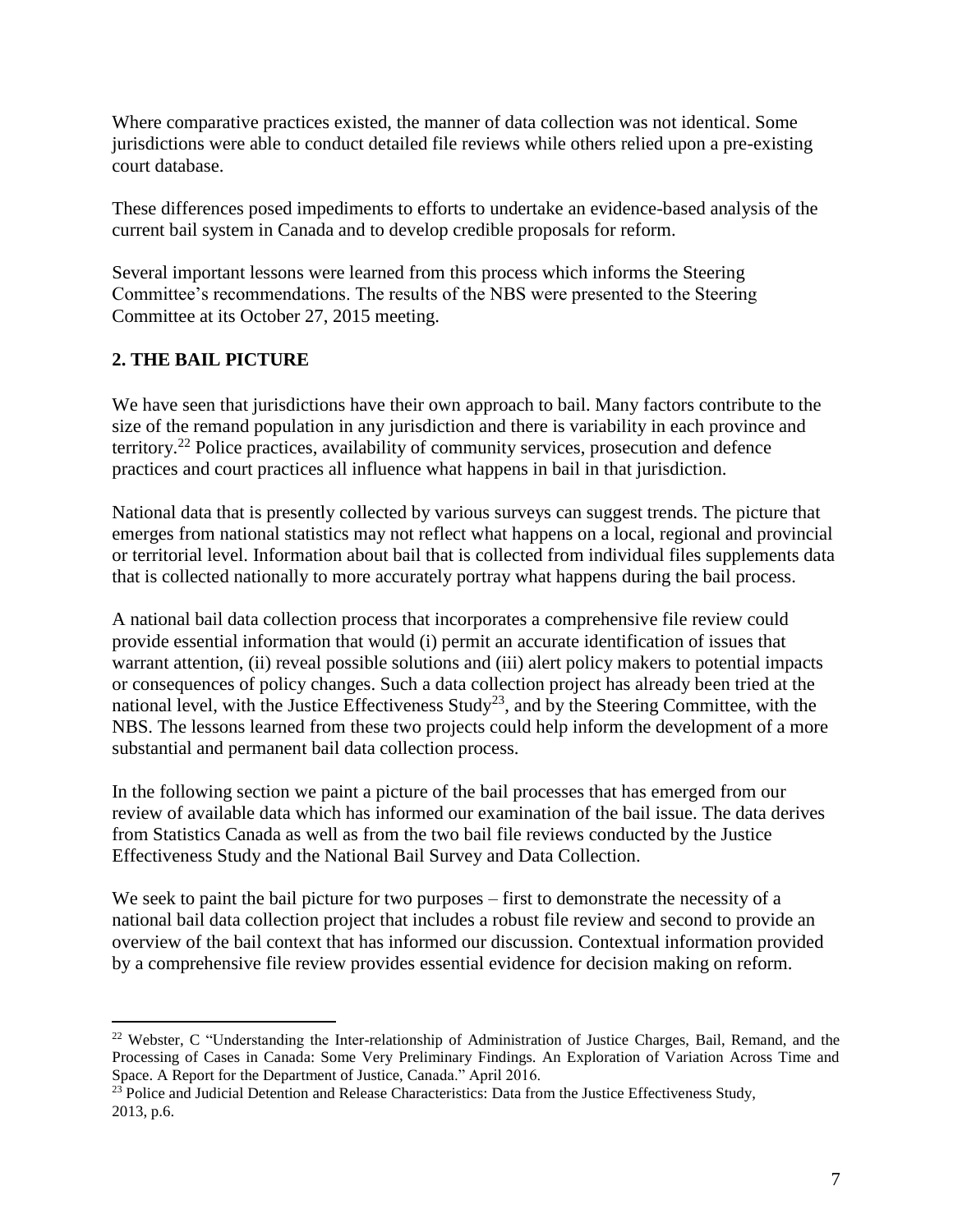Where comparative practices existed, the manner of data collection was not identical. Some jurisdictions were able to conduct detailed file reviews while others relied upon a pre-existing court database.

These differences posed impediments to efforts to undertake an evidence-based analysis of the current bail system in Canada and to develop credible proposals for reform.

Several important lessons were learned from this process which informs the Steering Committee's recommendations. The results of the NBS were presented to the Steering Committee at its October 27, 2015 meeting.

## 2. THE BAIL PICTURE

We have seen that jurisdictions have their own approach to bail. Many factors contribute to the size of the remand population in any jurisdiction and there is variability in each province and territory.[22] Police practices, availability of community services, prosecution and defence practices and court practices all influence what happens in bail in that jurisdiction.

National data that is presently collected by various surveys can suggest trends. The picture that emerges from national statistics may not reflect what happens on a local, regional and provincial or territorial level. Information about bail that is collected from individual files supplements data that is collected nationally to more accurately portray what happens during the bail process.

A national bail data collection process that incorporates a comprehensive file review could provide essential information that would (i) permit an accurate identification of issues that warrant attention, (ii) reveal possible solutions and (iii) alert policy makers to potential impacts or consequences of policy changes. Such a data collection project has already been tried at the national level, with the Justice Effectiveness Study[23], and by the Steering Committee, with the NBS. The lessons learned from these two projects could help inform the development of a more substantial and permanent bail data collection process.

In the following section we paint a picture of the bail processes that has emerged from our review of available data which has informed our examination of the bail issue. The data derives from Statistics Canada as well as from the two bail file reviews conducted by the Justice Effectiveness Study and the National Bail Survey and Data Collection.

We seek to paint the bail picture for two purposes – first to demonstrate the necessity of a national bail data collection project that includes a robust file review and second to provide an overview of the bail context that has informed our discussion. Contextual information provided by a comprehensive file review provides essential evidence for decision making on reform.

---

[22] Webster, C "Understanding the Inter-relationship of Administration of Justice Charges, Bail, Remand, and the Processing of Cases in Canada: Some Very Preliminary Findings. An Exploration of Variation Across Time and Space. A Report for the Department of Justice, Canada." April 2016.

[23] Police and Judicial Detention and Release Characteristics: Data from the Justice Effectiveness Study, 2013, p.6.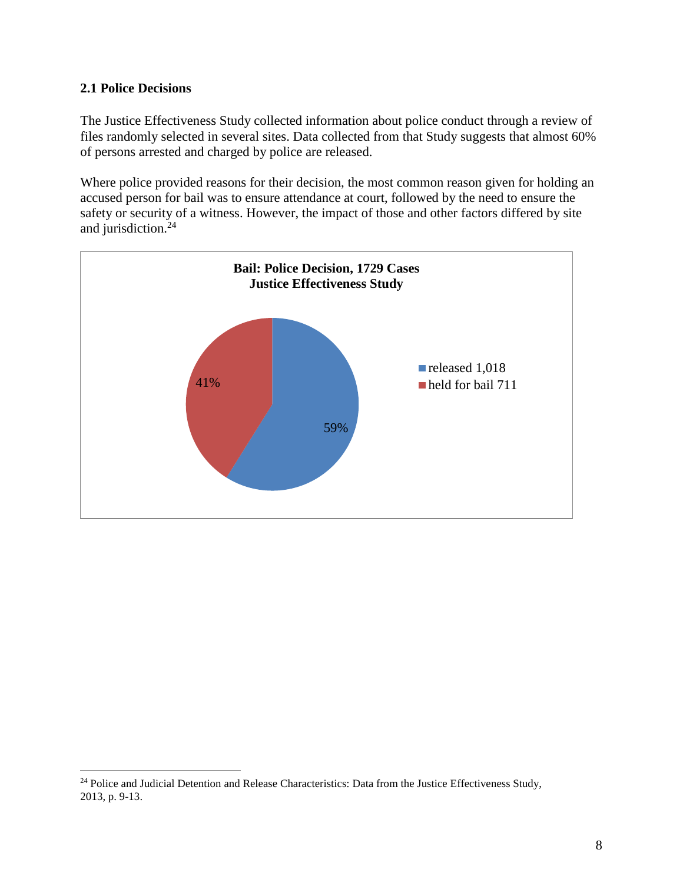## 2.1 Police Decisions

The Justice Effectiveness Study collected information about police conduct through a review of files randomly selected in several sites. Data collected from that Study suggests that almost 60% of persons arrested and charged by police are released.

Where police provided reasons for their decision, the most common reason given for holding an accused person for bail was to ensure attendance at court, followed by the need to ensure the safety or security of a witness. However, the impact of those and other factors differed by site and jurisdiction.[24]

**Bail: Police Decision, 1729 Cases**
**Justice Effectiveness Study**

| Decision | Cases | Percentage |
|---|---|---|
| released | 1,018 | 59% |
| held for bail | 711 | 41% |

---

[24] Police and Judicial Detention and Release Characteristics: Data from the Justice Effectiveness Study, 2013, p. 9-13.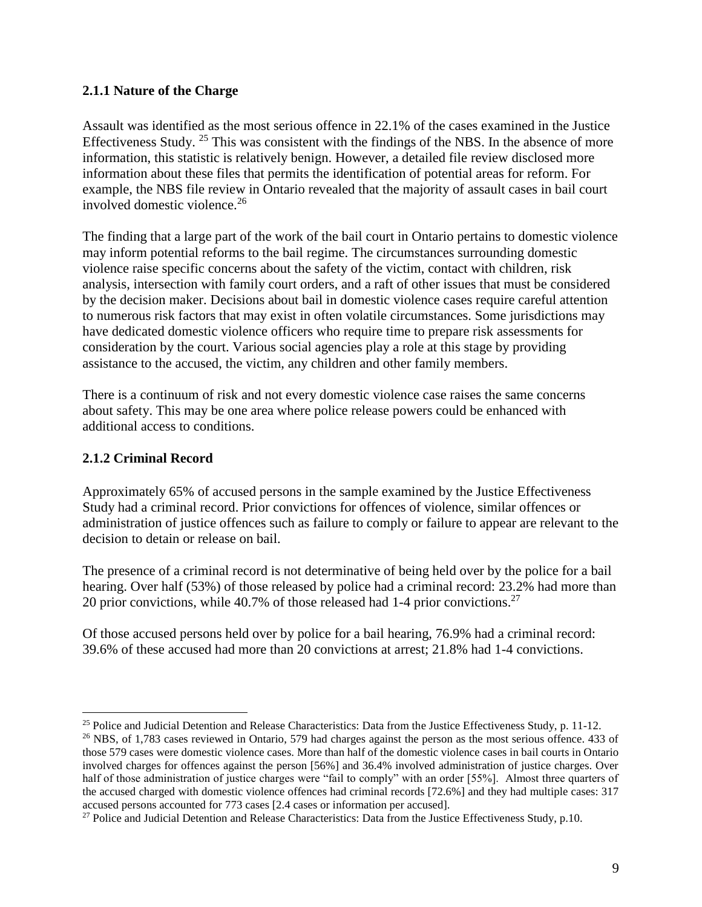### 2.1.1 Nature of the Charge

Assault was identified as the most serious offence in 22.1% of the cases examined in the Justice Effectiveness Study. [25] This was consistent with the findings of the NBS. In the absence of more information, this statistic is relatively benign. However, a detailed file review disclosed more information about these files that permits the identification of potential areas for reform. For example, the NBS file review in Ontario revealed that the majority of assault cases in bail court involved domestic violence.[26]

The finding that a large part of the work of the bail court in Ontario pertains to domestic violence may inform potential reforms to the bail regime. The circumstances surrounding domestic violence raise specific concerns about the safety of the victim, contact with children, risk analysis, intersection with family court orders, and a raft of other issues that must be considered by the decision maker. Decisions about bail in domestic violence cases require careful attention to numerous risk factors that may exist in often volatile circumstances. Some jurisdictions may have dedicated domestic violence officers who require time to prepare risk assessments for consideration by the court. Various social agencies play a role at this stage by providing assistance to the accused, the victim, any children and other family members.

There is a continuum of risk and not every domestic violence case raises the same concerns about safety. This may be one area where police release powers could be enhanced with additional access to conditions.

### 2.1.2 Criminal Record

Approximately 65% of accused persons in the sample examined by the Justice Effectiveness Study had a criminal record. Prior convictions for offences of violence, similar offences or administration of justice offences such as failure to comply or failure to appear are relevant to the decision to detain or release on bail.

The presence of a criminal record is not determinative of being held over by the police for a bail hearing. Over half (53%) of those released by police had a criminal record: 23.2% had more than 20 prior convictions, while 40.7% of those released had 1-4 prior convictions.[27]

Of those accused persons held over by police for a bail hearing, 76.9% had a criminal record: 39.6% of these accused had more than 20 convictions at arrest; 21.8% had 1-4 convictions.

---

[25] Police and Judicial Detention and Release Characteristics: Data from the Justice Effectiveness Study, p. 11-12.

[26] NBS, of 1,783 cases reviewed in Ontario, 579 had charges against the person as the most serious offence. 433 of those 579 cases were domestic violence cases. More than half of the domestic violence cases in bail courts in Ontario involved charges for offences against the person [56%] and 36.4% involved administration of justice charges. Over half of those administration of justice charges were "fail to comply" with an order [55%]. Almost three quarters of the accused charged with domestic violence offences had criminal records [72.6%] and they had multiple cases: 317 accused persons accounted for 773 cases [2.4 cases or information per accused].

[27] Police and Judicial Detention and Release Characteristics: Data from the Justice Effectiveness Study, p.10.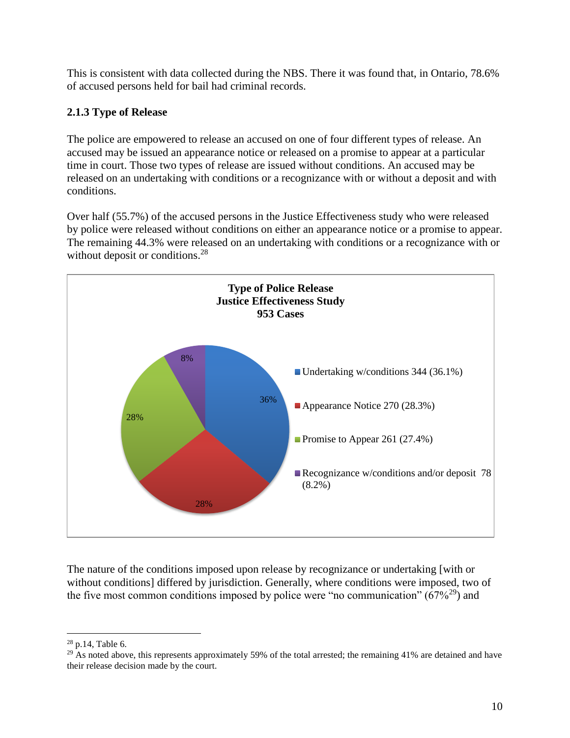This is consistent with data collected during the NBS. There it was found that, in Ontario, 78.6% of accused persons held for bail had criminal records.

### 2.1.3 Type of Release

The police are empowered to release an accused on one of four different types of release. An accused may be issued an appearance notice or released on a promise to appear at a particular time in court. Those two types of release are issued without conditions. An accused may be released on an undertaking with conditions or a recognizance with or without a deposit and with conditions.

Over half (55.7%) of the accused persons in the Justice Effectiveness study who were released by police were released without conditions on either an appearance notice or a promise to appear. The remaining 44.3% were released on an undertaking with conditions or a recognizance with or without deposit or conditions.[28]

**Type of Police Release**
**Justice Effectiveness Study**
**953 Cases**

| Type of Release | Cases | Percentage |
|---|---|---|
| Undertaking w/conditions | 344 | 36.1% |
| Appearance Notice | 270 | 28.3% |
| Promise to Appear | 261 | 27.4% |
| Recognizance w/conditions and/or deposit | 78 | 8.2% |

The nature of the conditions imposed upon release by recognizance or undertaking [with or without conditions] differed by jurisdiction. Generally, where conditions were imposed, two of the five most common conditions imposed by police were "no communication" (67%[29]) and

---

[28] p.14, Table 6.

[29] As noted above, this represents approximately 59% of the total arrested; the remaining 41% are detained and have their release decision made by the court.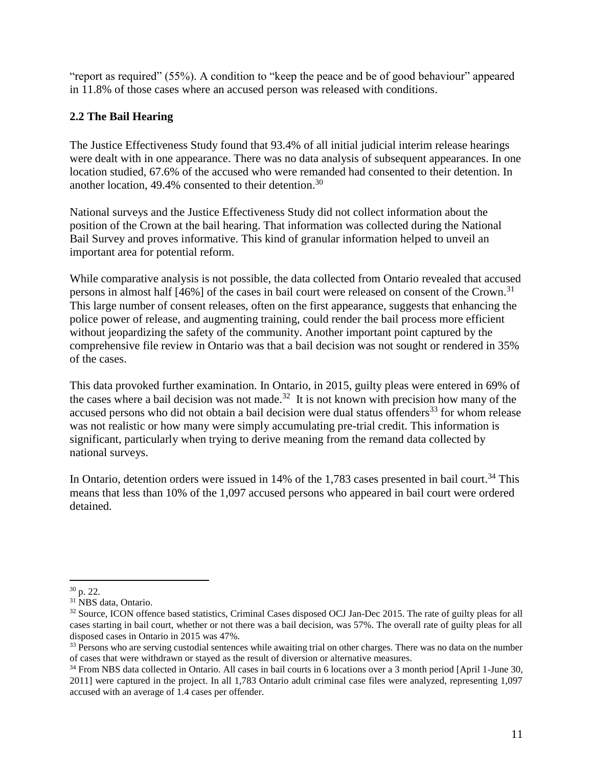"report as required" (55%). A condition to "keep the peace and be of good behaviour" appeared in 11.8% of those cases where an accused person was released with conditions.

### 2.2 The Bail Hearing

The Justice Effectiveness Study found that 93.4% of all initial judicial interim release hearings were dealt with in one appearance. There was no data analysis of subsequent appearances. In one location studied, 67.6% of the accused who were remanded had consented to their detention. In another location, 49.4% consented to their detention.[30]

National surveys and the Justice Effectiveness Study did not collect information about the position of the Crown at the bail hearing. That information was collected during the National Bail Survey and proves informative. This kind of granular information helped to unveil an important area for potential reform.

While comparative analysis is not possible, the data collected from Ontario revealed that accused persons in almost half [46%] of the cases in bail court were released on consent of the Crown.[31] This large number of consent releases, often on the first appearance, suggests that enhancing the police power of release, and augmenting training, could render the bail process more efficient without jeopardizing the safety of the community. Another important point captured by the comprehensive file review in Ontario was that a bail decision was not sought or rendered in 35% of the cases.

This data provoked further examination. In Ontario, in 2015, guilty pleas were entered in 69% of the cases where a bail decision was not made.[32] It is not known with precision how many of the accused persons who did not obtain a bail decision were dual status offenders[33] for whom release was not realistic or how many were simply accumulating pre-trial credit. This information is significant, particularly when trying to derive meaning from the remand data collected by national surveys.

In Ontario, detention orders were issued in 14% of the 1,783 cases presented in bail court.[34] This means that less than 10% of the 1,097 accused persons who appeared in bail court were ordered detained.

---

[30] p. 22.

[31] NBS data, Ontario.

[32] Source, ICON offence based statistics, Criminal Cases disposed OCJ Jan-Dec 2015. The rate of guilty pleas for all cases starting in bail court, whether or not there was a bail decision, was 57%. The overall rate of guilty pleas for all disposed cases in Ontario in 2015 was 47%.

[33] Persons who are serving custodial sentences while awaiting trial on other charges. There was no data on the number of cases that were withdrawn or stayed as the result of diversion or alternative measures.

[34] From NBS data collected in Ontario. All cases in bail courts in 6 locations over a 3 month period [April 1-June 30, 2011] were captured in the project. In all 1,783 Ontario adult criminal case files were analyzed, representing 1,097 accused with an average of 1.4 cases per offender.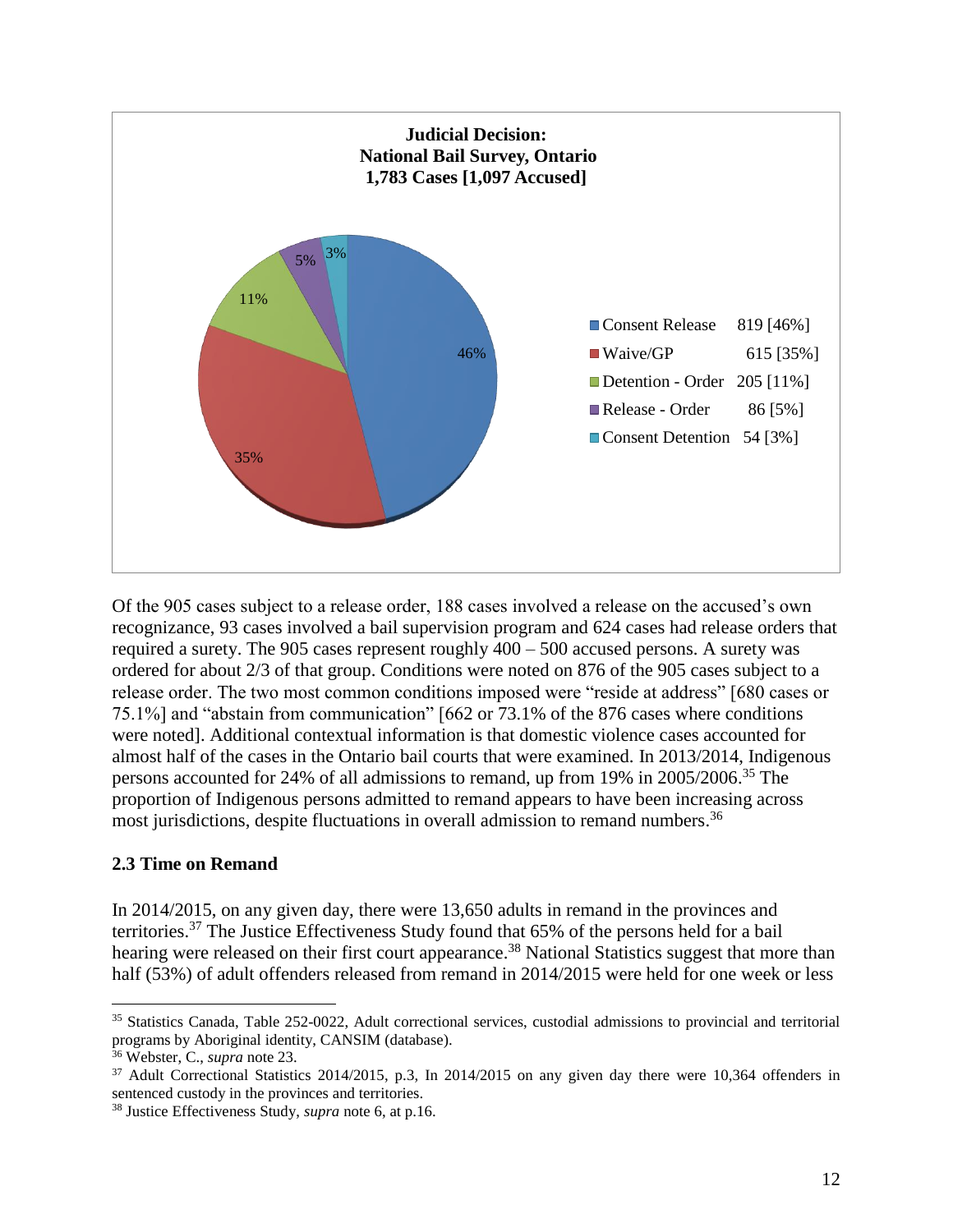**Judicial Decision:**
**National Bail Survey, Ontario**
**1,783 Cases [1,097 Accused]**

| Decision | Cases |
| --- | --- |
| Consent Release | 819 [46%] |
| Waive/GP | 615 [35%] |
| Detention - Order | 205 [11%] |
| Release - Order | 86 [5%] |
| Consent Detention | 54 [3%] |

Of the 905 cases subject to a release order, 188 cases involved a release on the accused's own recognizance, 93 cases involved a bail supervision program and 624 cases had release orders that required a surety. The 905 cases represent roughly 400 – 500 accused persons. A surety was ordered for about 2/3 of that group. Conditions were noted on 876 of the 905 cases subject to a release order. The two most common conditions imposed were "reside at address" [680 cases or 75.1%] and "abstain from communication" [662 or 73.1% of the 876 cases where conditions were noted]. Additional contextual information is that domestic violence cases accounted for almost half of the cases in the Ontario bail courts that were examined. In 2013/2014, Indigenous persons accounted for 24% of all admissions to remand, up from 19% in 2005/2006.[35] The proportion of Indigenous persons admitted to remand appears to have been increasing across most jurisdictions, despite fluctuations in overall admission to remand numbers.[36]

### 2.3 Time on Remand

In 2014/2015, on any given day, there were 13,650 adults in remand in the provinces and territories.[37] The Justice Effectiveness Study found that 65% of the persons held for a bail hearing were released on their first court appearance.[38] National Statistics suggest that more than half (53%) of adult offenders released from remand in 2014/2015 were held for one week or less

---

[35] Statistics Canada, Table 252-0022, Adult correctional services, custodial admissions to provincial and territorial programs by Aboriginal identity, CANSIM (database).

[36] Webster, C., *supra* note 23.

[37] Adult Correctional Statistics 2014/2015, p.3, In 2014/2015 on any given day there were 10,364 offenders in sentenced custody in the provinces and territories.

[38] Justice Effectiveness Study, *supra* note 6, at p.16.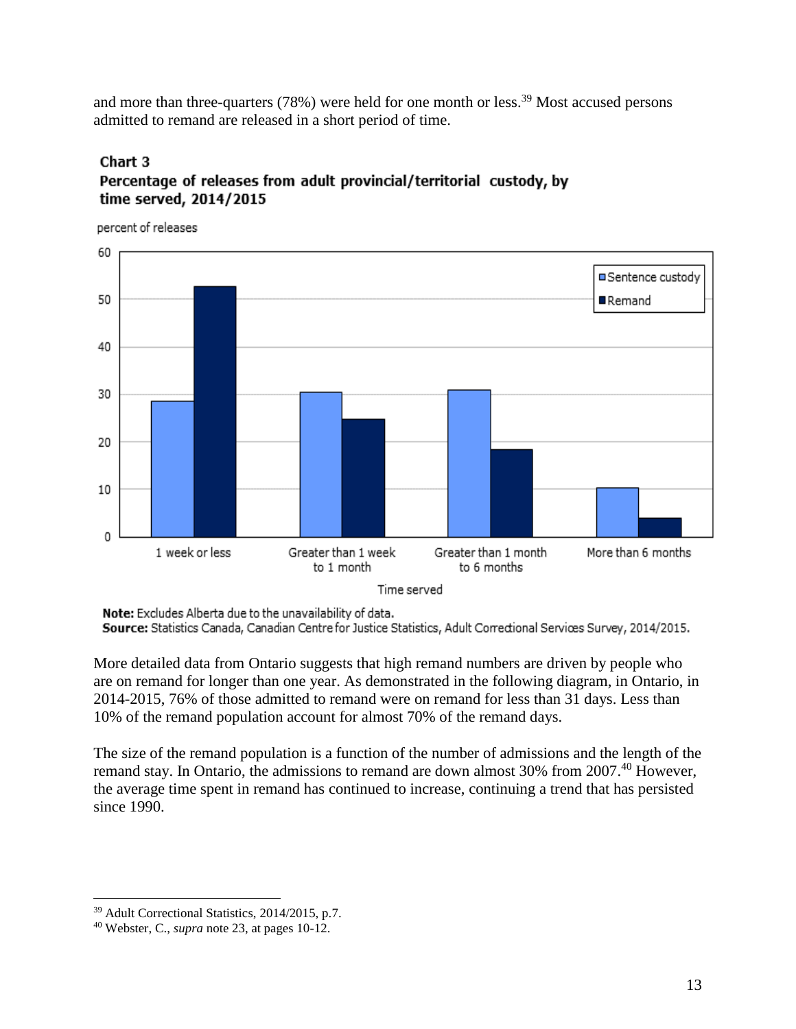and more than three-quarters (78%) were held for one month or less.[39] Most accused persons admitted to remand are released in a short period of time.

**Chart 3**
**Percentage of releases from adult provincial/territorial custody, by time served, 2014/2015**

**Note:** Excludes Alberta due to the unavailability of data.
**Source:** Statistics Canada, Canadian Centre for Justice Statistics, Adult Correctional Services Survey, 2014/2015.

More detailed data from Ontario suggests that high remand numbers are driven by people who are on remand for longer than one year. As demonstrated in the following diagram, in Ontario, in 2014-2015, 76% of those admitted to remand were on remand for less than 31 days. Less than 10% of the remand population account for almost 70% of the remand days.

The size of the remand population is a function of the number of admissions and the length of the remand stay. In Ontario, the admissions to remand are down almost 30% from 2007.[40] However, the average time spent in remand has continued to increase, continuing a trend that has persisted since 1990.

---

[39] Adult Correctional Statistics, 2014/2015, p.7.

[40] Webster, C., *supra* note 23, at pages 10-12.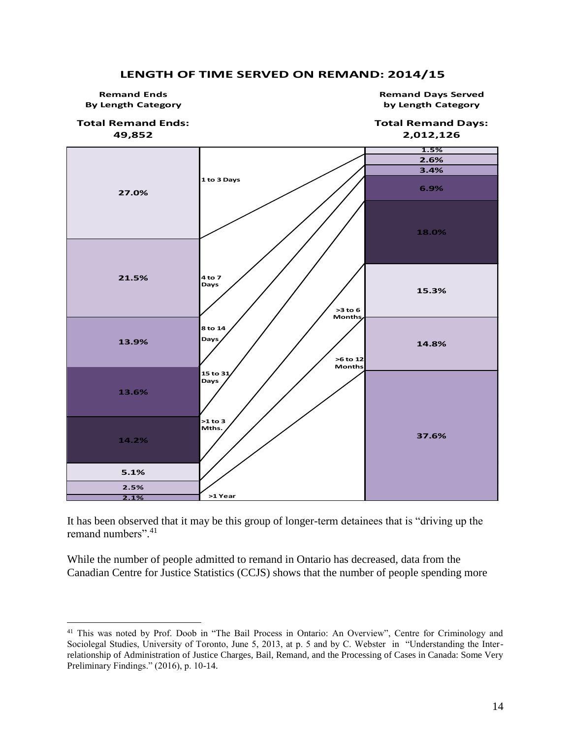**LENGTH OF TIME SERVED ON REMAND: 2014/15**

| Length Category | Remand Ends By Length Category (Total Remand Ends: 49,852) | Remand Days Served by Length Category (Total Remand Days: 2,012,126) |
|---|---|---|
| 1 to 3 Days | 27.0% | 1.5% |
| 4 to 7 Days | 21.5% | 2.6% |
| 8 to 14 Days | 13.9% | 3.4% |
| 15 to 31 Days | 13.6% | 6.9% |
| >1 to 3 Mths. | 14.2% | 18.0% |
| >3 to 6 Months | 5.1% | 15.3% |
| >6 to 12 Months | 2.5% | 14.8% |
| >1 Year | 2.1% | 37.6% |

It has been observed that it may be this group of longer-term detainees that is "driving up the remand numbers".[41]

While the number of people admitted to remand in Ontario has decreased, data from the Canadian Centre for Justice Statistics (CCJS) shows that the number of people spending more

---

[41] This was noted by Prof. Doob in "The Bail Process in Ontario: An Overview", Centre for Criminology and Sociolegal Studies, University of Toronto, June 5, 2013, at p. 5 and by C. Webster in "Understanding the Inter-relationship of Administration of Justice Charges, Bail, Remand, and the Processing of Cases in Canada: Some Very Preliminary Findings." (2016), p. 10-14.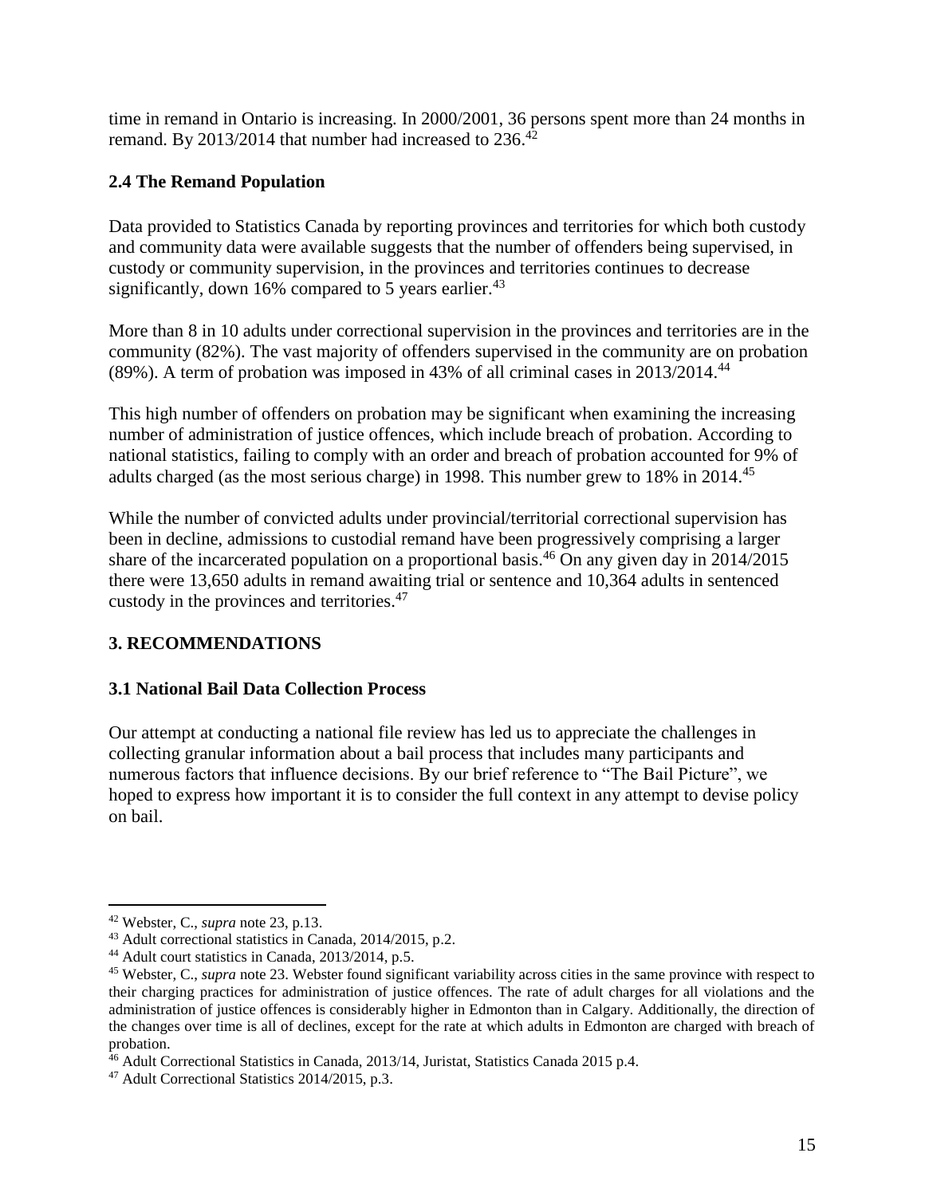time in remand in Ontario is increasing. In 2000/2001, 36 persons spent more than 24 months in remand. By 2013/2014 that number had increased to 236.[42]

### 2.4 The Remand Population

Data provided to Statistics Canada by reporting provinces and territories for which both custody and community data were available suggests that the number of offenders being supervised, in custody or community supervision, in the provinces and territories continues to decrease significantly, down 16% compared to 5 years earlier.[43]

More than 8 in 10 adults under correctional supervision in the provinces and territories are in the community (82%). The vast majority of offenders supervised in the community are on probation (89%). A term of probation was imposed in 43% of all criminal cases in 2013/2014.[44]

This high number of offenders on probation may be significant when examining the increasing number of administration of justice offences, which include breach of probation. According to national statistics, failing to comply with an order and breach of probation accounted for 9% of adults charged (as the most serious charge) in 1998. This number grew to 18% in 2014.[45]

While the number of convicted adults under provincial/territorial correctional supervision has been in decline, admissions to custodial remand have been progressively comprising a larger share of the incarcerated population on a proportional basis.[46] On any given day in 2014/2015 there were 13,650 adults in remand awaiting trial or sentence and 10,364 adults in sentenced custody in the provinces and territories.[47]

## 3. RECOMMENDATIONS

### 3.1 National Bail Data Collection Process

Our attempt at conducting a national file review has led us to appreciate the challenges in collecting granular information about a bail process that includes many participants and numerous factors that influence decisions. By our brief reference to "The Bail Picture", we hoped to express how important it is to consider the full context in any attempt to devise policy on bail.

---

[42] Webster, C., *supra* note 23, p.13.

[43] Adult correctional statistics in Canada, 2014/2015, p.2.

[44] Adult court statistics in Canada, 2013/2014, p.5.

[45] Webster, C., *supra* note 23. Webster found significant variability across cities in the same province with respect to their charging practices for administration of justice offences. The rate of adult charges for all violations and the administration of justice offences is considerably higher in Edmonton than in Calgary. Additionally, the direction of the changes over time is all of declines, except for the rate at which adults in Edmonton are charged with breach of probation.

[46] Adult Correctional Statistics in Canada, 2013/14, Juristat, Statistics Canada 2015 p.4.

[47] Adult Correctional Statistics 2014/2015, p.3.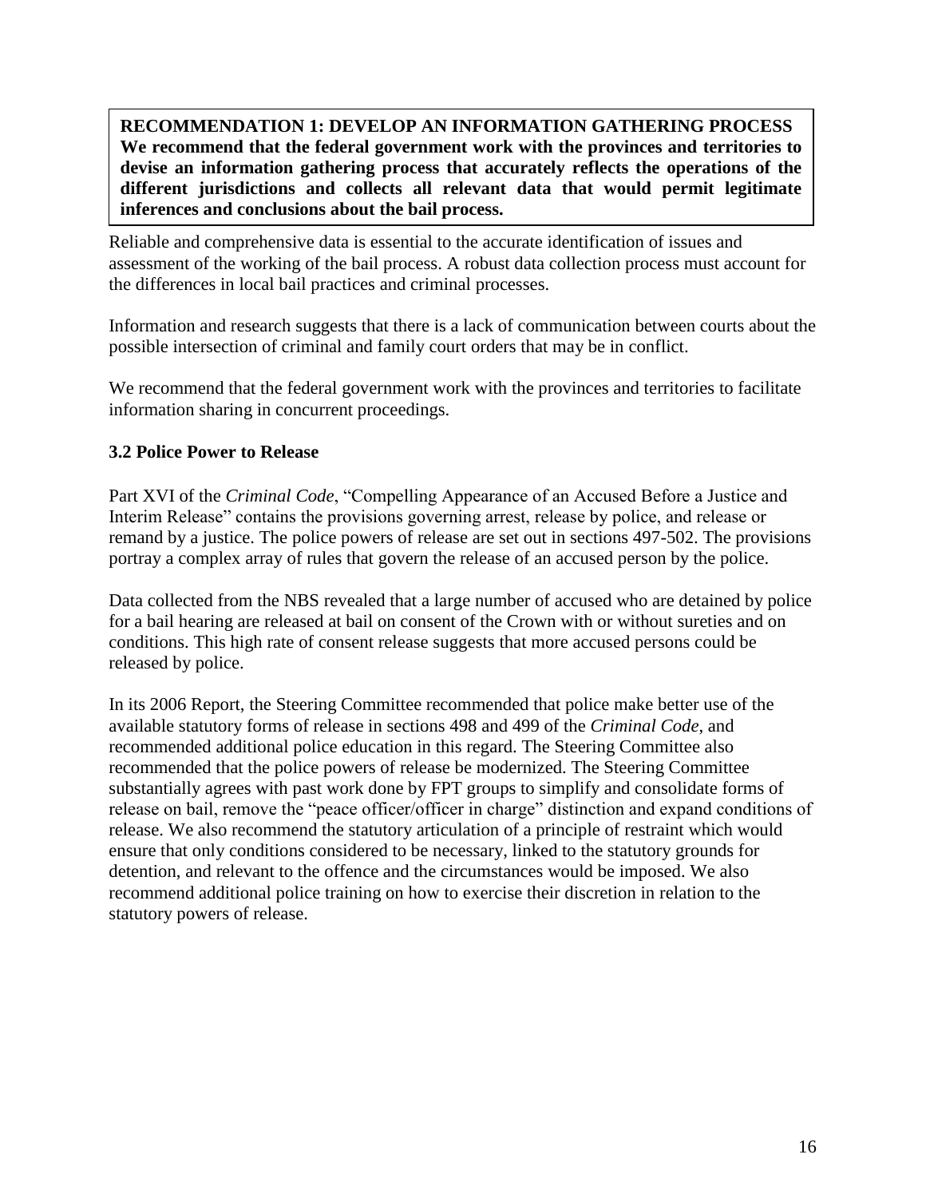**RECOMMENDATION 1: DEVELOP AN INFORMATION GATHERING PROCESS**
**We recommend that the federal government work with the provinces and territories to devise an information gathering process that accurately reflects the operations of the different jurisdictions and collects all relevant data that would permit legitimate inferences and conclusions about the bail process.**

Reliable and comprehensive data is essential to the accurate identification of issues and assessment of the working of the bail process. A robust data collection process must account for the differences in local bail practices and criminal processes.

Information and research suggests that there is a lack of communication between courts about the possible intersection of criminal and family court orders that may be in conflict.

We recommend that the federal government work with the provinces and territories to facilitate information sharing in concurrent proceedings.

### 3.2 Police Power to Release

Part XVI of the *Criminal Code*, "Compelling Appearance of an Accused Before a Justice and Interim Release" contains the provisions governing arrest, release by police, and release or remand by a justice. The police powers of release are set out in sections 497-502. The provisions portray a complex array of rules that govern the release of an accused person by the police.

Data collected from the NBS revealed that a large number of accused who are detained by police for a bail hearing are released at bail on consent of the Crown with or without sureties and on conditions. This high rate of consent release suggests that more accused persons could be released by police.

In its 2006 Report, the Steering Committee recommended that police make better use of the available statutory forms of release in sections 498 and 499 of the *Criminal Code*, and recommended additional police education in this regard. The Steering Committee also recommended that the police powers of release be modernized. The Steering Committee substantially agrees with past work done by FPT groups to simplify and consolidate forms of release on bail, remove the "peace officer/officer in charge" distinction and expand conditions of release. We also recommend the statutory articulation of a principle of restraint which would ensure that only conditions considered to be necessary, linked to the statutory grounds for detention, and relevant to the offence and the circumstances would be imposed. We also recommend additional police training on how to exercise their discretion in relation to the statutory powers of release.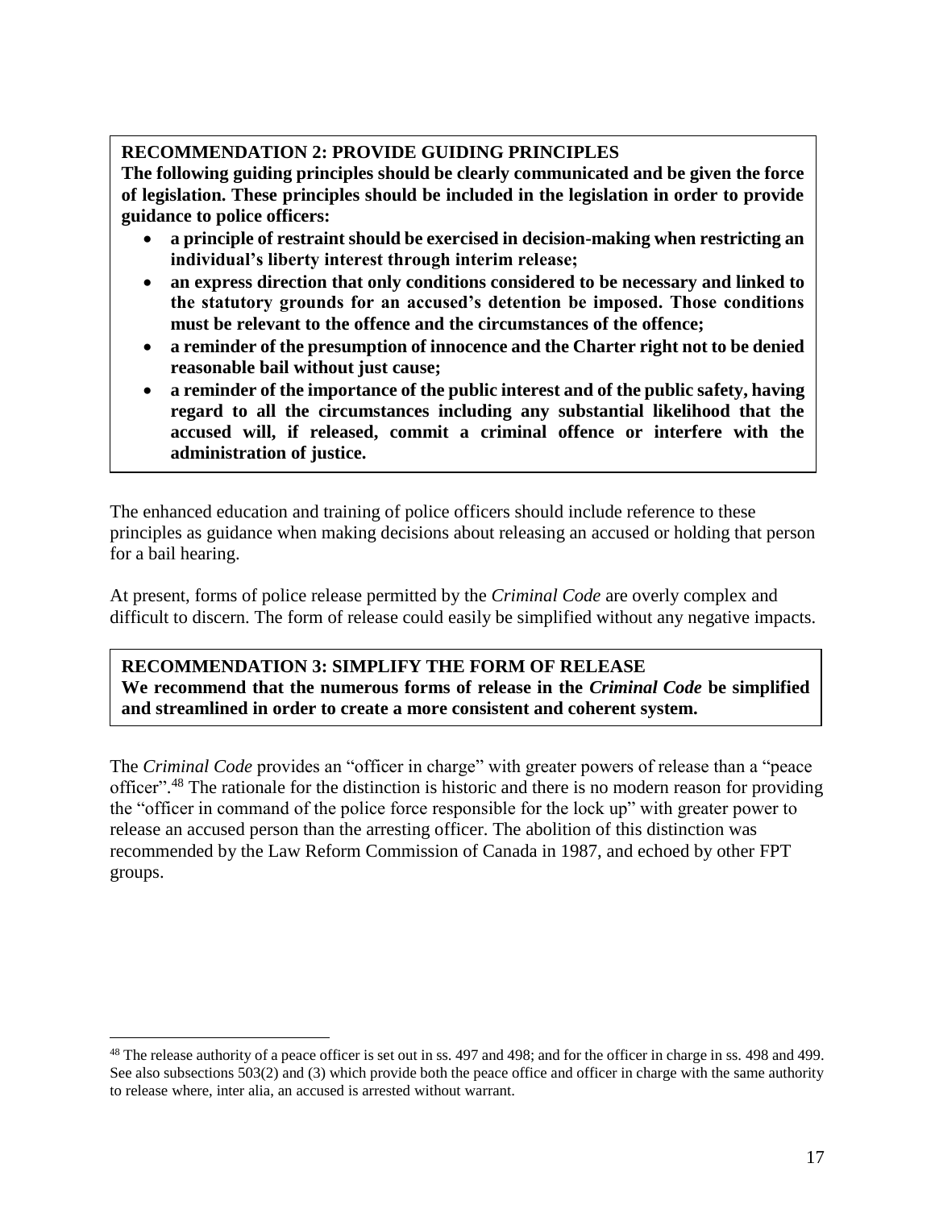**RECOMMENDATION 2: PROVIDE GUIDING PRINCIPLES**
**The following guiding principles should be clearly communicated and be given the force of legislation. These principles should be included in the legislation in order to provide guidance to police officers:**

- **a principle of restraint should be exercised in decision-making when restricting an individual's liberty interest through interim release;**
- **an express direction that only conditions considered to be necessary and linked to the statutory grounds for an accused's detention be imposed. Those conditions must be relevant to the offence and the circumstances of the offence;**
- **a reminder of the presumption of innocence and the Charter right not to be denied reasonable bail without just cause;**
- **a reminder of the importance of the public interest and of the public safety, having regard to all the circumstances including any substantial likelihood that the accused will, if released, commit a criminal offence or interfere with the administration of justice.**

The enhanced education and training of police officers should include reference to these principles as guidance when making decisions about releasing an accused or holding that person for a bail hearing.

At present, forms of police release permitted by the *Criminal Code* are overly complex and difficult to discern. The form of release could easily be simplified without any negative impacts.

**RECOMMENDATION 3: SIMPLIFY THE FORM OF RELEASE**
**We recommend that the numerous forms of release in the *Criminal Code* be simplified and streamlined in order to create a more consistent and coherent system.**

The *Criminal Code* provides an "officer in charge" with greater powers of release than a "peace officer".[48] The rationale for the distinction is historic and there is no modern reason for providing the "officer in command of the police force responsible for the lock up" with greater power to release an accused person than the arresting officer. The abolition of this distinction was recommended by the Law Reform Commission of Canada in 1987, and echoed by other FPT groups.

---

[48] The release authority of a peace officer is set out in ss. 497 and 498; and for the officer in charge in ss. 498 and 499. See also subsections 503(2) and (3) which provide both the peace office and officer in charge with the same authority to release where, inter alia, an accused is arrested without warrant.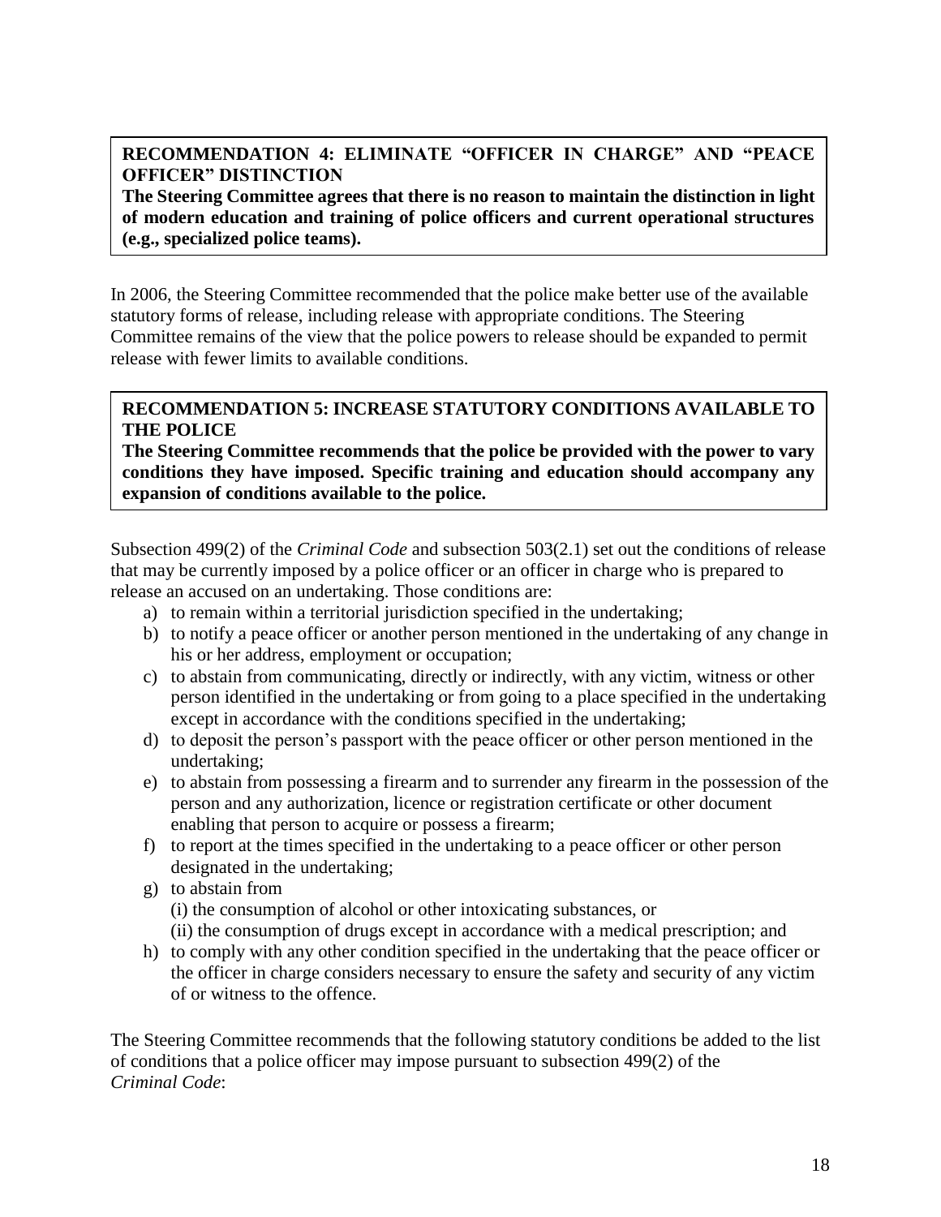**RECOMMENDATION 4: ELIMINATE "OFFICER IN CHARGE" AND "PEACE OFFICER" DISTINCTION**
**The Steering Committee agrees that there is no reason to maintain the distinction in light of modern education and training of police officers and current operational structures (e.g., specialized police teams).**

In 2006, the Steering Committee recommended that the police make better use of the available statutory forms of release, including release with appropriate conditions. The Steering Committee remains of the view that the police powers to release should be expanded to permit release with fewer limits to available conditions.

**RECOMMENDATION 5: INCREASE STATUTORY CONDITIONS AVAILABLE TO THE POLICE**
**The Steering Committee recommends that the police be provided with the power to vary conditions they have imposed. Specific training and education should accompany any expansion of conditions available to the police.**

Subsection 499(2) of the *Criminal Code* and subsection 503(2.1) set out the conditions of release that may be currently imposed by a police officer or an officer in charge who is prepared to release an accused on an undertaking. Those conditions are:

a) to remain within a territorial jurisdiction specified in the undertaking;
b) to notify a peace officer or another person mentioned in the undertaking of any change in his or her address, employment or occupation;
c) to abstain from communicating, directly or indirectly, with any victim, witness or other person identified in the undertaking or from going to a place specified in the undertaking except in accordance with the conditions specified in the undertaking;
d) to deposit the person's passport with the peace officer or other person mentioned in the undertaking;
e) to abstain from possessing a firearm and to surrender any firearm in the possession of the person and any authorization, licence or registration certificate or other document enabling that person to acquire or possess a firearm;
f) to report at the times specified in the undertaking to a peace officer or other person designated in the undertaking;
g) to abstain from
   (i) the consumption of alcohol or other intoxicating substances, or
   (ii) the consumption of drugs except in accordance with a medical prescription; and
h) to comply with any other condition specified in the undertaking that the peace officer or the officer in charge considers necessary to ensure the safety and security of any victim of or witness to the offence.

The Steering Committee recommends that the following statutory conditions be added to the list of conditions that a police officer may impose pursuant to subsection 499(2) of the *Criminal Code*: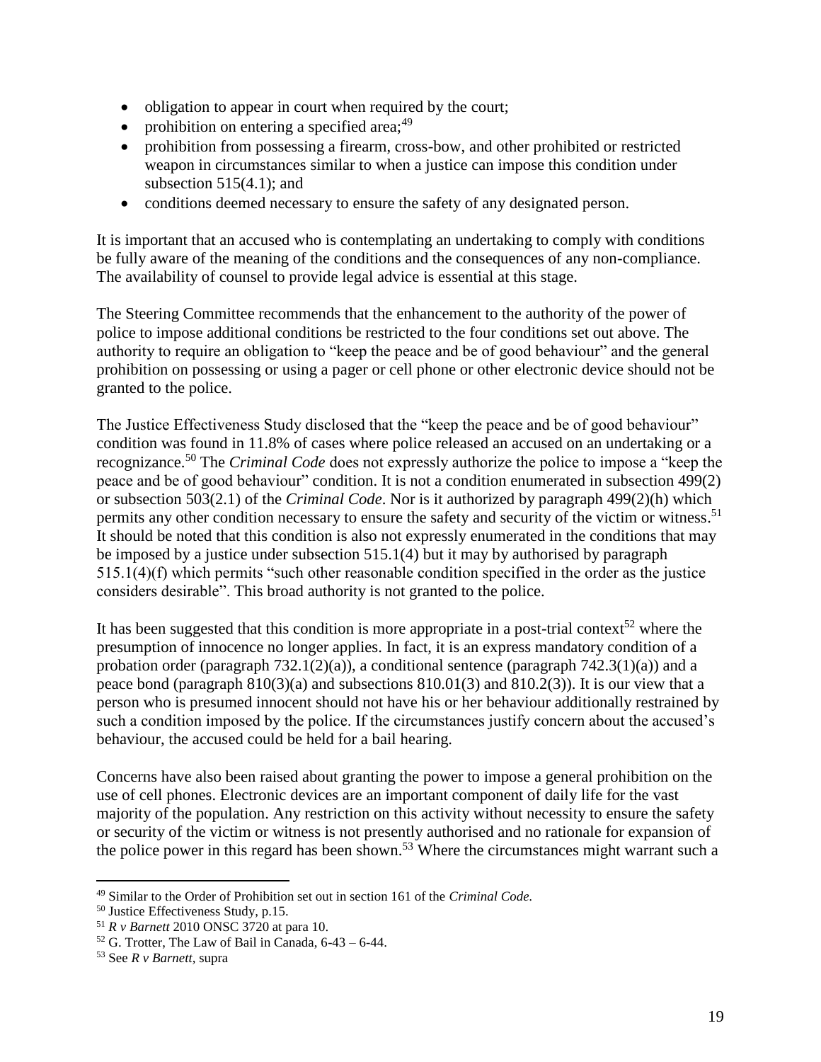- obligation to appear in court when required by the court;
- prohibition on entering a specified area;[49]
- prohibition from possessing a firearm, cross-bow, and other prohibited or restricted weapon in circumstances similar to when a justice can impose this condition under subsection 515(4.1); and
- conditions deemed necessary to ensure the safety of any designated person.

It is important that an accused who is contemplating an undertaking to comply with conditions be fully aware of the meaning of the conditions and the consequences of any non-compliance. The availability of counsel to provide legal advice is essential at this stage.

The Steering Committee recommends that the enhancement to the authority of the power of police to impose additional conditions be restricted to the four conditions set out above. The authority to require an obligation to "keep the peace and be of good behaviour" and the general prohibition on possessing or using a pager or cell phone or other electronic device should not be granted to the police.

The Justice Effectiveness Study disclosed that the "keep the peace and be of good behaviour" condition was found in 11.8% of cases where police released an accused on an undertaking or a recognizance.[50] The *Criminal Code* does not expressly authorize the police to impose a "keep the peace and be of good behaviour" condition. It is not a condition enumerated in subsection 499(2) or subsection 503(2.1) of the *Criminal Code*. Nor is it authorized by paragraph 499(2)(h) which permits any other condition necessary to ensure the safety and security of the victim or witness.[51] It should be noted that this condition is also not expressly enumerated in the conditions that may be imposed by a justice under subsection 515.1(4) but it may by authorised by paragraph 515.1(4)(f) which permits "such other reasonable condition specified in the order as the justice considers desirable". This broad authority is not granted to the police.

It has been suggested that this condition is more appropriate in a post-trial context[52] where the presumption of innocence no longer applies. In fact, it is an express mandatory condition of a probation order (paragraph 732.1(2)(a)), a conditional sentence (paragraph 742.3(1)(a)) and a peace bond (paragraph 810(3)(a) and subsections 810.01(3) and 810.2(3)). It is our view that a person who is presumed innocent should not have his or her behaviour additionally restrained by such a condition imposed by the police. If the circumstances justify concern about the accused's behaviour, the accused could be held for a bail hearing.

Concerns have also been raised about granting the power to impose a general prohibition on the use of cell phones. Electronic devices are an important component of daily life for the vast majority of the population. Any restriction on this activity without necessity to ensure the safety or security of the victim or witness is not presently authorised and no rationale for expansion of the police power in this regard has been shown.[53] Where the circumstances might warrant such a

---

[49] Similar to the Order of Prohibition set out in section 161 of the *Criminal Code*.

[50] Justice Effectiveness Study, p.15.

[51] *R v Barnett* 2010 ONSC 3720 at para 10.

[52] G. Trotter, The Law of Bail in Canada, 6-43 – 6-44.

[53] See *R v Barnett*, supra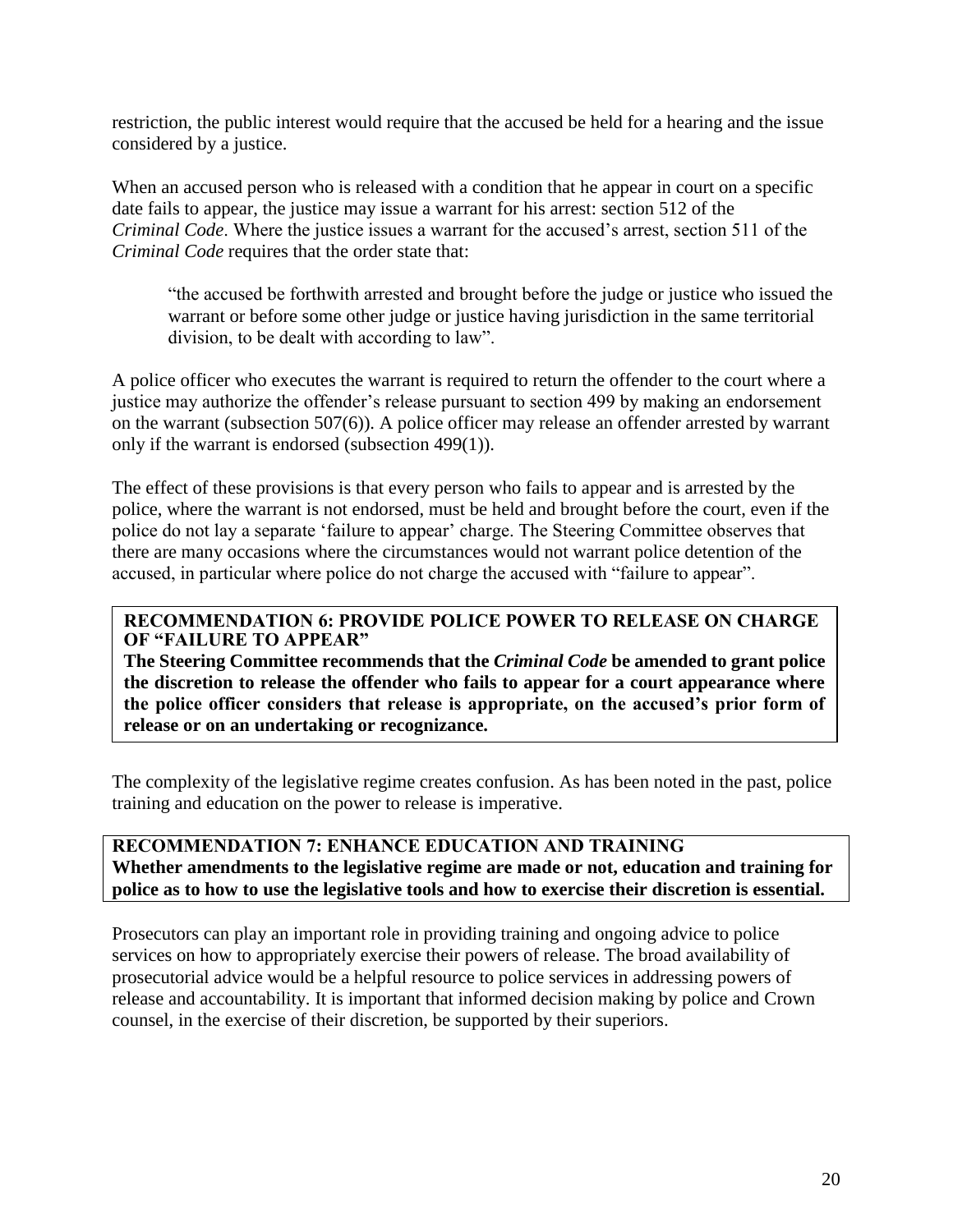restriction, the public interest would require that the accused be held for a hearing and the issue considered by a justice.

When an accused person who is released with a condition that he appear in court on a specific date fails to appear, the justice may issue a warrant for his arrest: section 512 of the *Criminal Code*. Where the justice issues a warrant for the accused's arrest, section 511 of the *Criminal Code* requires that the order state that:

> "the accused be forthwith arrested and brought before the judge or justice who issued the warrant or before some other judge or justice having jurisdiction in the same territorial division, to be dealt with according to law".

A police officer who executes the warrant is required to return the offender to the court where a justice may authorize the offender's release pursuant to section 499 by making an endorsement on the warrant (subsection 507(6)). A police officer may release an offender arrested by warrant only if the warrant is endorsed (subsection 499(1)).

The effect of these provisions is that every person who fails to appear and is arrested by the police, where the warrant is not endorsed, must be held and brought before the court, even if the police do not lay a separate 'failure to appear' charge. The Steering Committee observes that there are many occasions where the circumstances would not warrant police detention of the accused, in particular where police do not charge the accused with "failure to appear".

**RECOMMENDATION 6: PROVIDE POLICE POWER TO RELEASE ON CHARGE OF "FAILURE TO APPEAR"**
**The Steering Committee recommends that the *Criminal Code* be amended to grant police the discretion to release the offender who fails to appear for a court appearance where the police officer considers that release is appropriate, on the accused's prior form of release or on an undertaking or recognizance.**

The complexity of the legislative regime creates confusion. As has been noted in the past, police training and education on the power to release is imperative.

**RECOMMENDATION 7: ENHANCE EDUCATION AND TRAINING**
**Whether amendments to the legislative regime are made or not, education and training for police as to how to use the legislative tools and how to exercise their discretion is essential.**

Prosecutors can play an important role in providing training and ongoing advice to police services on how to appropriately exercise their powers of release. The broad availability of prosecutorial advice would be a helpful resource to police services in addressing powers of release and accountability. It is important that informed decision making by police and Crown counsel, in the exercise of their discretion, be supported by their superiors.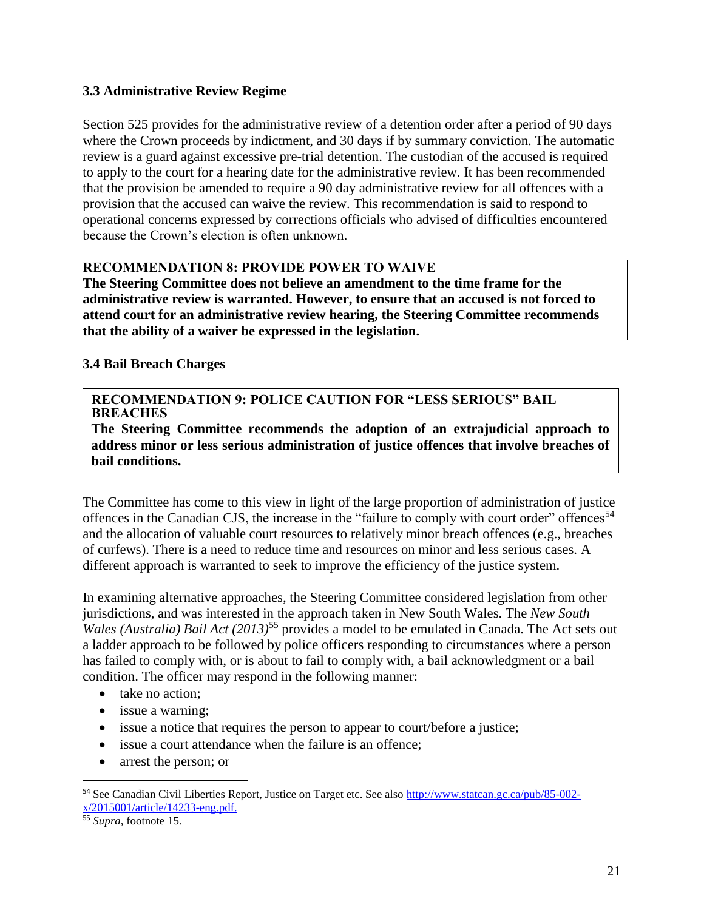### 3.3 Administrative Review Regime

Section 525 provides for the administrative review of a detention order after a period of 90 days where the Crown proceeds by indictment, and 30 days if by summary conviction. The automatic review is a guard against excessive pre-trial detention. The custodian of the accused is required to apply to the court for a hearing date for the administrative review. It has been recommended that the provision be amended to require a 90 day administrative review for all offences with a provision that the accused can waive the review. This recommendation is said to respond to operational concerns expressed by corrections officials who advised of difficulties encountered because the Crown's election is often unknown.

> **RECOMMENDATION 8: PROVIDE POWER TO WAIVE**
> **The Steering Committee does not believe an amendment to the time frame for the administrative review is warranted. However, to ensure that an accused is not forced to attend court for an administrative review hearing, the Steering Committee recommends that the ability of a waiver be expressed in the legislation.**

### 3.4 Bail Breach Charges

> **RECOMMENDATION 9: POLICE CAUTION FOR "LESS SERIOUS" BAIL BREACHES**
> **The Steering Committee recommends the adoption of an extrajudicial approach to address minor or less serious administration of justice offences that involve breaches of bail conditions.**

The Committee has come to this view in light of the large proportion of administration of justice offences in the Canadian CJS, the increase in the "failure to comply with court order" offences[54] and the allocation of valuable court resources to relatively minor breach offences (e.g., breaches of curfews). There is a need to reduce time and resources on minor and less serious cases. A different approach is warranted to seek to improve the efficiency of the justice system.

In examining alternative approaches, the Steering Committee considered legislation from other jurisdictions, and was interested in the approach taken in New South Wales. The *New South Wales (Australia) Bail Act (2013)*[55] provides a model to be emulated in Canada. The Act sets out a ladder approach to be followed by police officers responding to circumstances where a person has failed to comply with, or is about to fail to comply with, a bail acknowledgment or a bail condition. The officer may respond in the following manner:

- take no action;
- issue a warning;
- issue a notice that requires the person to appear to court/before a justice;
- issue a court attendance when the failure is an offence;
- arrest the person; or

---

[54] See Canadian Civil Liberties Report, Justice on Target etc. See also http://www.statcan.gc.ca/pub/85-002-x/2015001/article/14233-eng.pdf.

[55] *Supra*, footnote 15.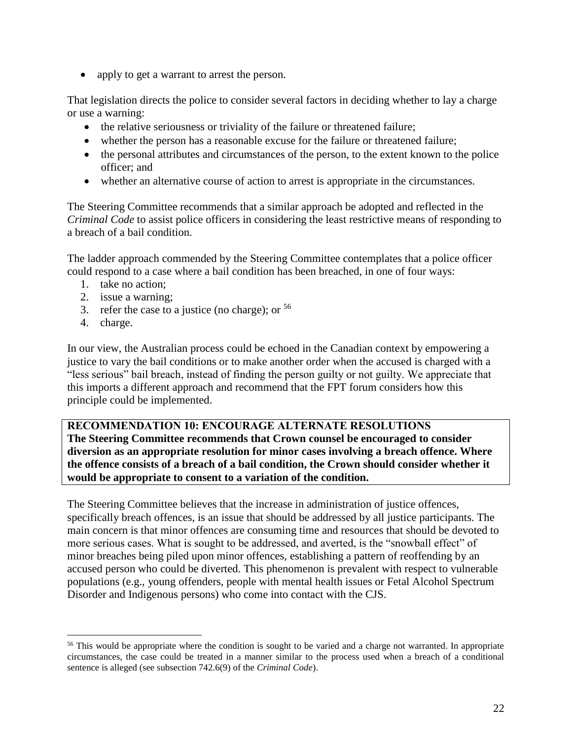- apply to get a warrant to arrest the person.

That legislation directs the police to consider several factors in deciding whether to lay a charge or use a warning:

- the relative seriousness or triviality of the failure or threatened failure;
- whether the person has a reasonable excuse for the failure or threatened failure;
- the personal attributes and circumstances of the person, to the extent known to the police officer; and
- whether an alternative course of action to arrest is appropriate in the circumstances.

The Steering Committee recommends that a similar approach be adopted and reflected in the *Criminal Code* to assist police officers in considering the least restrictive means of responding to a breach of a bail condition.

The ladder approach commended by the Steering Committee contemplates that a police officer could respond to a case where a bail condition has been breached, in one of four ways:

1. take no action;
2. issue a warning;
3. refer the case to a justice (no charge); or [56]
4. charge.

In our view, the Australian process could be echoed in the Canadian context by empowering a justice to vary the bail conditions or to make another order when the accused is charged with a "less serious" bail breach, instead of finding the person guilty or not guilty. We appreciate that this imports a different approach and recommend that the FPT forum considers how this principle could be implemented.

**RECOMMENDATION 10: ENCOURAGE ALTERNATE RESOLUTIONS**
**The Steering Committee recommends that Crown counsel be encouraged to consider diversion as an appropriate resolution for minor cases involving a breach offence. Where the offence consists of a breach of a bail condition, the Crown should consider whether it would be appropriate to consent to a variation of the condition.**

The Steering Committee believes that the increase in administration of justice offences, specifically breach offences, is an issue that should be addressed by all justice participants. The main concern is that minor offences are consuming time and resources that should be devoted to more serious cases. What is sought to be addressed, and averted, is the "snowball effect" of minor breaches being piled upon minor offences, establishing a pattern of reoffending by an accused person who could be diverted. This phenomenon is prevalent with respect to vulnerable populations (e.g., young offenders, people with mental health issues or Fetal Alcohol Spectrum Disorder and Indigenous persons) who come into contact with the CJS.

---

[56] This would be appropriate where the condition is sought to be varied and a charge not warranted. In appropriate circumstances, the case could be treated in a manner similar to the process used when a breach of a conditional sentence is alleged (see subsection 742.6(9) of the *Criminal Code*).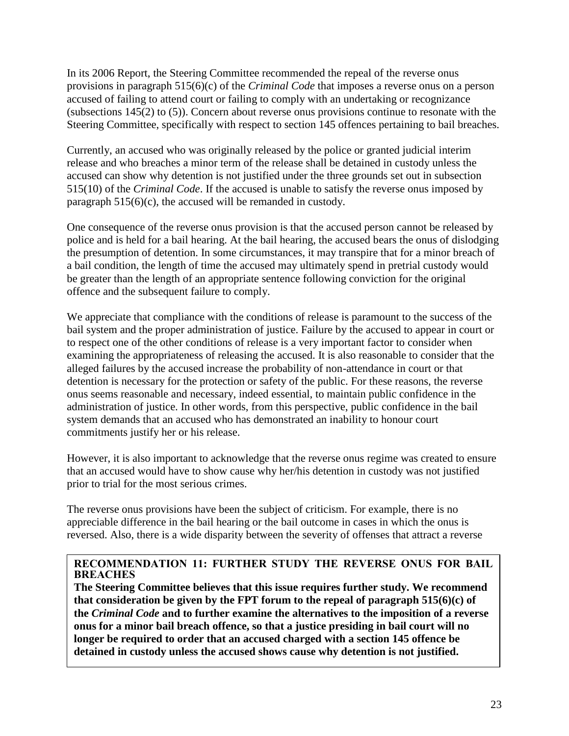In its 2006 Report, the Steering Committee recommended the repeal of the reverse onus provisions in paragraph 515(6)(c) of the *Criminal Code* that imposes a reverse onus on a person accused of failing to attend court or failing to comply with an undertaking or recognizance (subsections 145(2) to (5)). Concern about reverse onus provisions continue to resonate with the Steering Committee, specifically with respect to section 145 offences pertaining to bail breaches.

Currently, an accused who was originally released by the police or granted judicial interim release and who breaches a minor term of the release shall be detained in custody unless the accused can show why detention is not justified under the three grounds set out in subsection 515(10) of the *Criminal Code*. If the accused is unable to satisfy the reverse onus imposed by paragraph 515(6)(c), the accused will be remanded in custody.

One consequence of the reverse onus provision is that the accused person cannot be released by police and is held for a bail hearing. At the bail hearing, the accused bears the onus of dislodging the presumption of detention. In some circumstances, it may transpire that for a minor breach of a bail condition, the length of time the accused may ultimately spend in pretrial custody would be greater than the length of an appropriate sentence following conviction for the original offence and the subsequent failure to comply.

We appreciate that compliance with the conditions of release is paramount to the success of the bail system and the proper administration of justice. Failure by the accused to appear in court or to respect one of the other conditions of release is a very important factor to consider when examining the appropriateness of releasing the accused. It is also reasonable to consider that the alleged failures by the accused increase the probability of non-attendance in court or that detention is necessary for the protection or safety of the public. For these reasons, the reverse onus seems reasonable and necessary, indeed essential, to maintain public confidence in the administration of justice. In other words, from this perspective, public confidence in the bail system demands that an accused who has demonstrated an inability to honour court commitments justify her or his release.

However, it is also important to acknowledge that the reverse onus regime was created to ensure that an accused would have to show cause why her/his detention in custody was not justified prior to trial for the most serious crimes.

The reverse onus provisions have been the subject of criticism. For example, there is no appreciable difference in the bail hearing or the bail outcome in cases in which the onus is reversed. Also, there is a wide disparity between the severity of offenses that attract a reverse

**RECOMMENDATION 11: FURTHER STUDY THE REVERSE ONUS FOR BAIL BREACHES**

**The Steering Committee believes that this issue requires further study. We recommend that consideration be given by the FPT forum to the repeal of paragraph 515(6)(c) of the *Criminal Code* and to further examine the alternatives to the imposition of a reverse onus for a minor bail breach offence, so that a justice presiding in bail court will no longer be required to order that an accused charged with a section 145 offence be detained in custody unless the accused shows cause why detention is not justified.**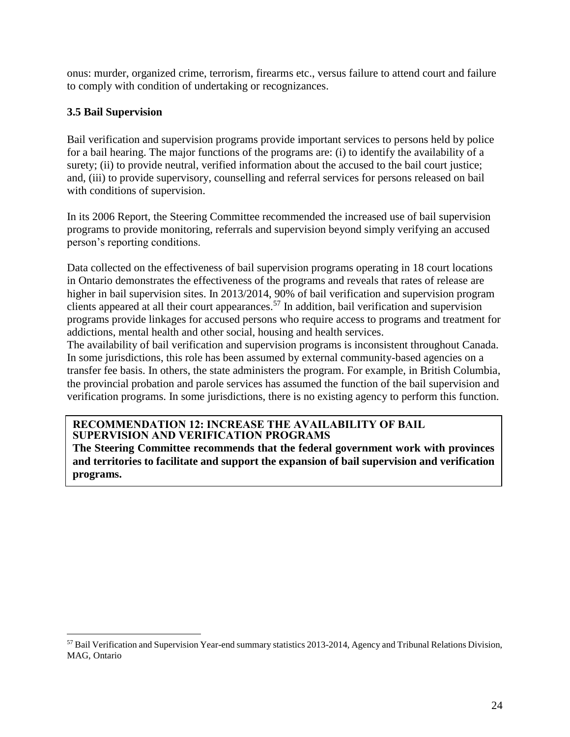onus: murder, organized crime, terrorism, firearms etc., versus failure to attend court and failure to comply with condition of undertaking or recognizances.

### 3.5 Bail Supervision

Bail verification and supervision programs provide important services to persons held by police for a bail hearing. The major functions of the programs are: (i) to identify the availability of a surety; (ii) to provide neutral, verified information about the accused to the bail court justice; and, (iii) to provide supervisory, counselling and referral services for persons released on bail with conditions of supervision.

In its 2006 Report, the Steering Committee recommended the increased use of bail supervision programs to provide monitoring, referrals and supervision beyond simply verifying an accused person's reporting conditions.

Data collected on the effectiveness of bail supervision programs operating in 18 court locations in Ontario demonstrates the effectiveness of the programs and reveals that rates of release are higher in bail supervision sites. In 2013/2014, 90% of bail verification and supervision program clients appeared at all their court appearances.[57] In addition, bail verification and supervision programs provide linkages for accused persons who require access to programs and treatment for addictions, mental health and other social, housing and health services.

The availability of bail verification and supervision programs is inconsistent throughout Canada. In some jurisdictions, this role has been assumed by external community-based agencies on a transfer fee basis. In others, the state administers the program. For example, in British Columbia, the provincial probation and parole services has assumed the function of the bail supervision and verification programs. In some jurisdictions, there is no existing agency to perform this function.

**RECOMMENDATION 12: INCREASE THE AVAILABILITY OF BAIL SUPERVISION AND VERIFICATION PROGRAMS**

**The Steering Committee recommends that the federal government work with provinces and territories to facilitate and support the expansion of bail supervision and verification programs.**

---

[57] Bail Verification and Supervision Year-end summary statistics 2013-2014, Agency and Tribunal Relations Division, MAG, Ontario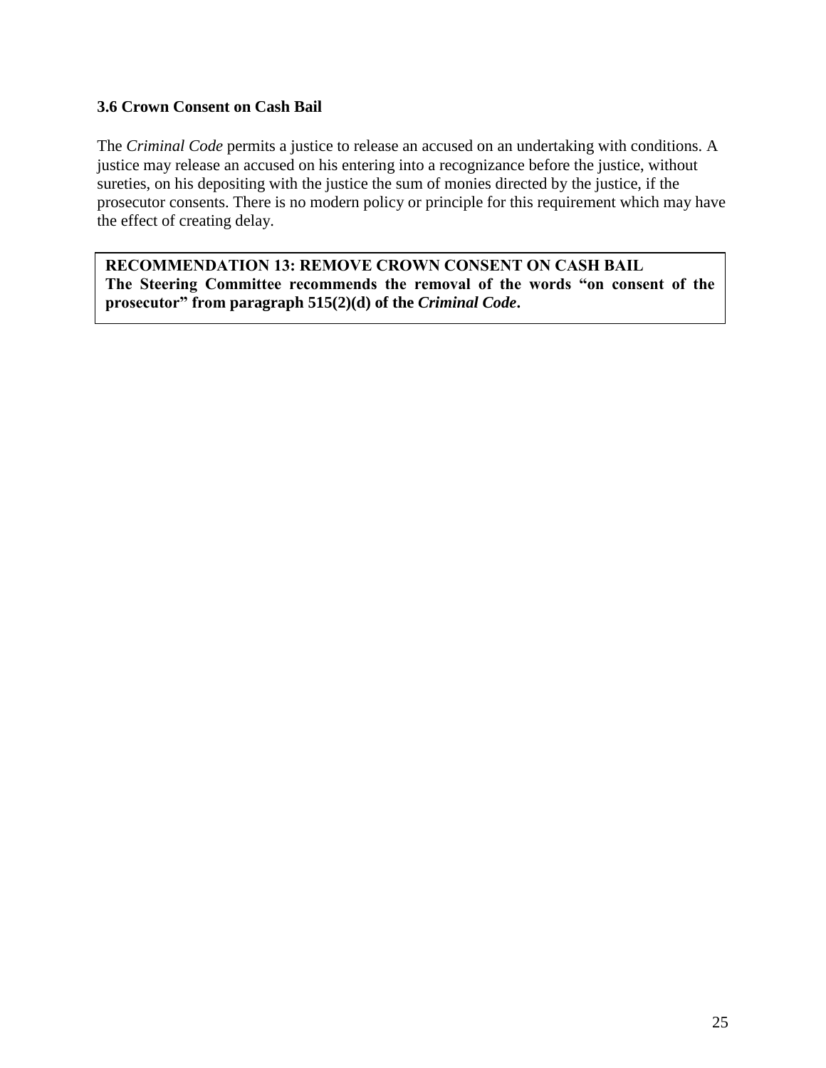### 3.6 Crown Consent on Cash Bail

The *Criminal Code* permits a justice to release an accused on an undertaking with conditions. A justice may release an accused on his entering into a recognizance before the justice, without sureties, on his depositing with the justice the sum of monies directed by the justice, if the prosecutor consents. There is no modern policy or principle for this requirement which may have the effect of creating delay.

**RECOMMENDATION 13: REMOVE CROWN CONSENT ON CASH BAIL**
**The Steering Committee recommends the removal of the words "on consent of the prosecutor" from paragraph 515(2)(d) of the *Criminal Code*.**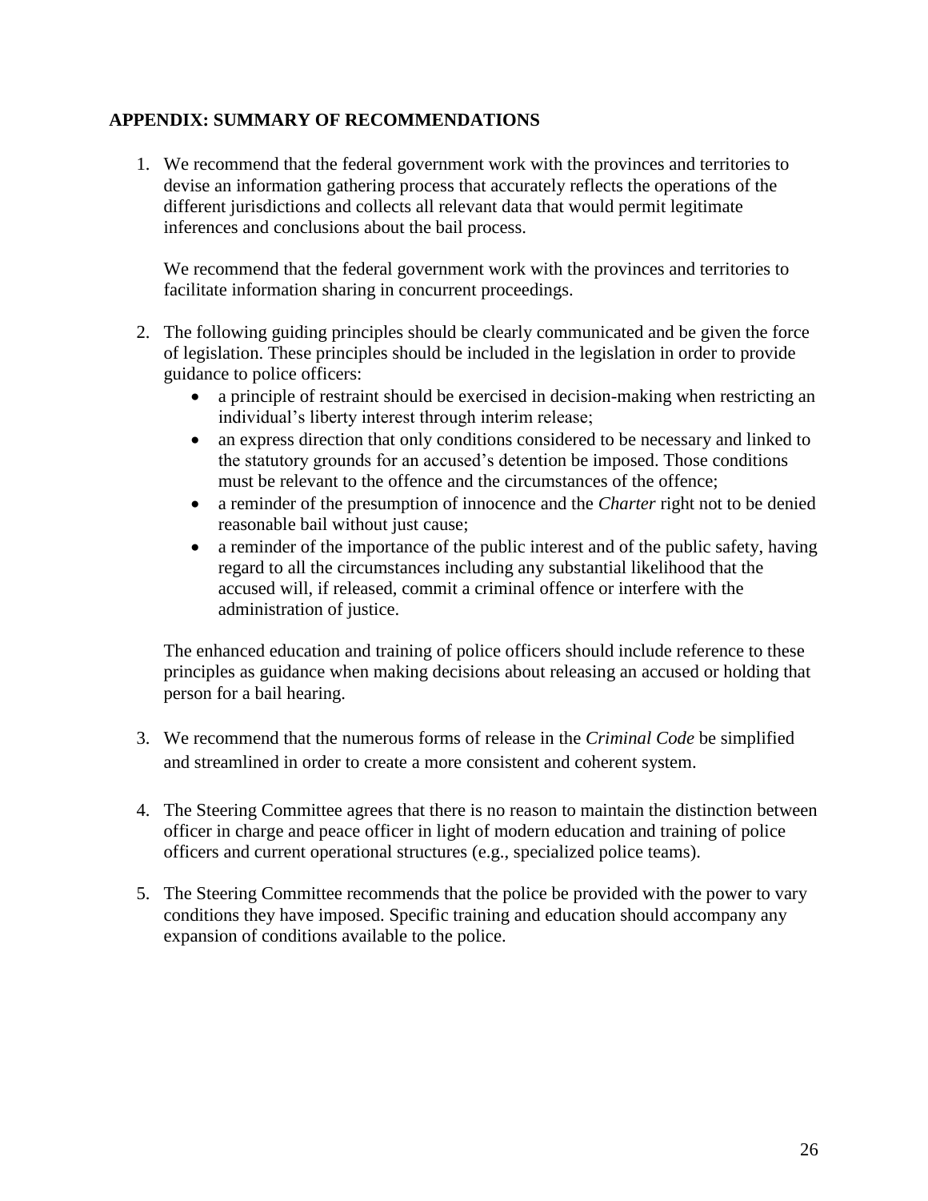## APPENDIX: SUMMARY OF RECOMMENDATIONS

1. We recommend that the federal government work with the provinces and territories to devise an information gathering process that accurately reflects the operations of the different jurisdictions and collects all relevant data that would permit legitimate inferences and conclusions about the bail process.

   We recommend that the federal government work with the provinces and territories to facilitate information sharing in concurrent proceedings.

2. The following guiding principles should be clearly communicated and be given the force of legislation. These principles should be included in the legislation in order to provide guidance to police officers:
   - a principle of restraint should be exercised in decision-making when restricting an individual's liberty interest through interim release;
   - an express direction that only conditions considered to be necessary and linked to the statutory grounds for an accused's detention be imposed. Those conditions must be relevant to the offence and the circumstances of the offence;
   - a reminder of the presumption of innocence and the *Charter* right not to be denied reasonable bail without just cause;
   - a reminder of the importance of the public interest and of the public safety, having regard to all the circumstances including any substantial likelihood that the accused will, if released, commit a criminal offence or interfere with the administration of justice.

   The enhanced education and training of police officers should include reference to these principles as guidance when making decisions about releasing an accused or holding that person for a bail hearing.

3. We recommend that the numerous forms of release in the *Criminal Code* be simplified and streamlined in order to create a more consistent and coherent system.

4. The Steering Committee agrees that there is no reason to maintain the distinction between officer in charge and peace officer in light of modern education and training of police officers and current operational structures (e.g., specialized police teams).

5. The Steering Committee recommends that the police be provided with the power to vary conditions they have imposed. Specific training and education should accompany any expansion of conditions available to the police.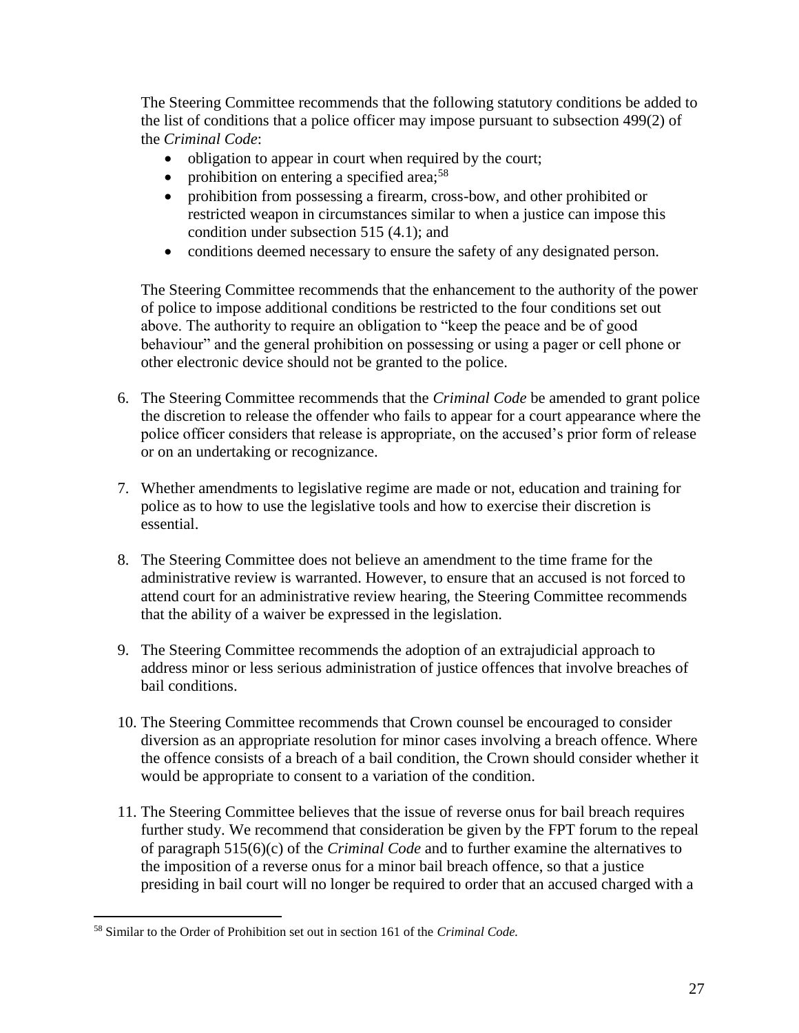The Steering Committee recommends that the following statutory conditions be added to the list of conditions that a police officer may impose pursuant to subsection 499(2) of the *Criminal Code*:

- obligation to appear in court when required by the court;
- prohibition on entering a specified area;[58]
- prohibition from possessing a firearm, cross-bow, and other prohibited or restricted weapon in circumstances similar to when a justice can impose this condition under subsection 515 (4.1); and
- conditions deemed necessary to ensure the safety of any designated person.

The Steering Committee recommends that the enhancement to the authority of the power of police to impose additional conditions be restricted to the four conditions set out above. The authority to require an obligation to "keep the peace and be of good behaviour" and the general prohibition on possessing or using a pager or cell phone or other electronic device should not be granted to the police.

6. The Steering Committee recommends that the *Criminal Code* be amended to grant police the discretion to release the offender who fails to appear for a court appearance where the police officer considers that release is appropriate, on the accused's prior form of release or on an undertaking or recognizance.

7. Whether amendments to legislative regime are made or not, education and training for police as to how to use the legislative tools and how to exercise their discretion is essential.

8. The Steering Committee does not believe an amendment to the time frame for the administrative review is warranted. However, to ensure that an accused is not forced to attend court for an administrative review hearing, the Steering Committee recommends that the ability of a waiver be expressed in the legislation.

9. The Steering Committee recommends the adoption of an extrajudicial approach to address minor or less serious administration of justice offences that involve breaches of bail conditions.

10. The Steering Committee recommends that Crown counsel be encouraged to consider diversion as an appropriate resolution for minor cases involving a breach offence. Where the offence consists of a breach of a bail condition, the Crown should consider whether it would be appropriate to consent to a variation of the condition.

11. The Steering Committee believes that the issue of reverse onus for bail breach requires further study. We recommend that consideration be given by the FPT forum to the repeal of paragraph 515(6)(c) of the *Criminal Code* and to further examine the alternatives to the imposition of a reverse onus for a minor bail breach offence, so that a justice presiding in bail court will no longer be required to order that an accused charged with a

---

[58] Similar to the Order of Prohibition set out in section 161 of the *Criminal Code.*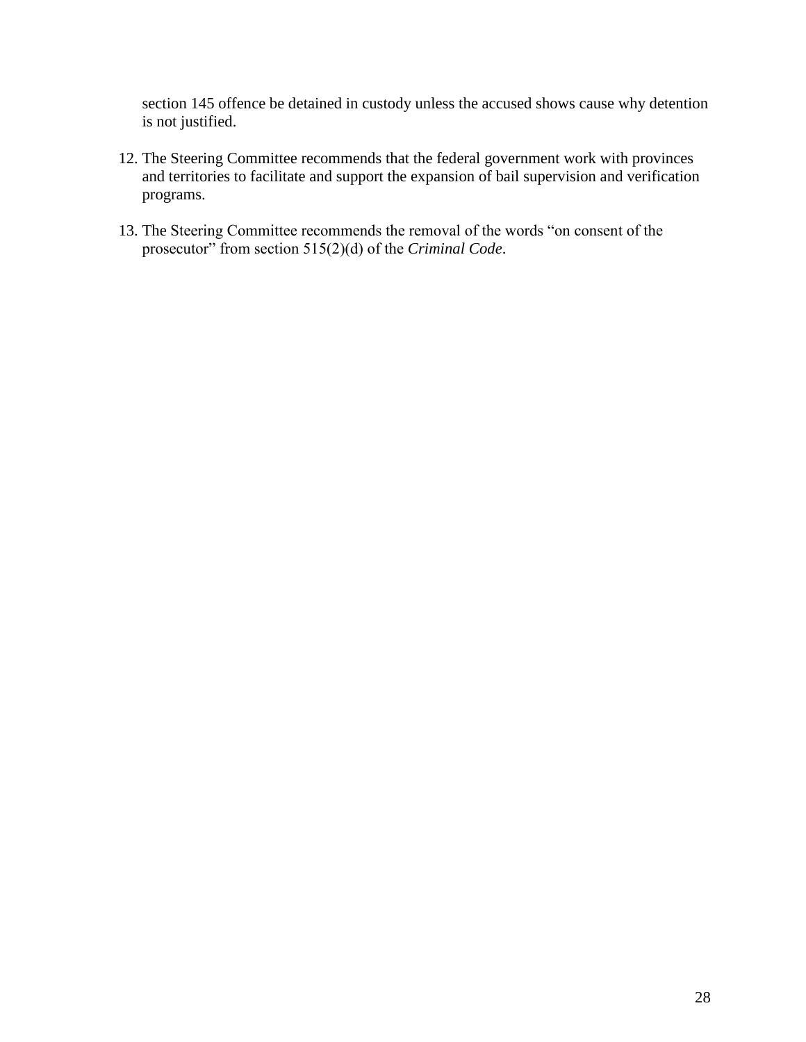section 145 offence be detained in custody unless the accused shows cause why detention is not justified.

12. The Steering Committee recommends that the federal government work with provinces and territories to facilitate and support the expansion of bail supervision and verification programs.

13. The Steering Committee recommends the removal of the words "on consent of the prosecutor" from section 515(2)(d) of the *Criminal Code*.